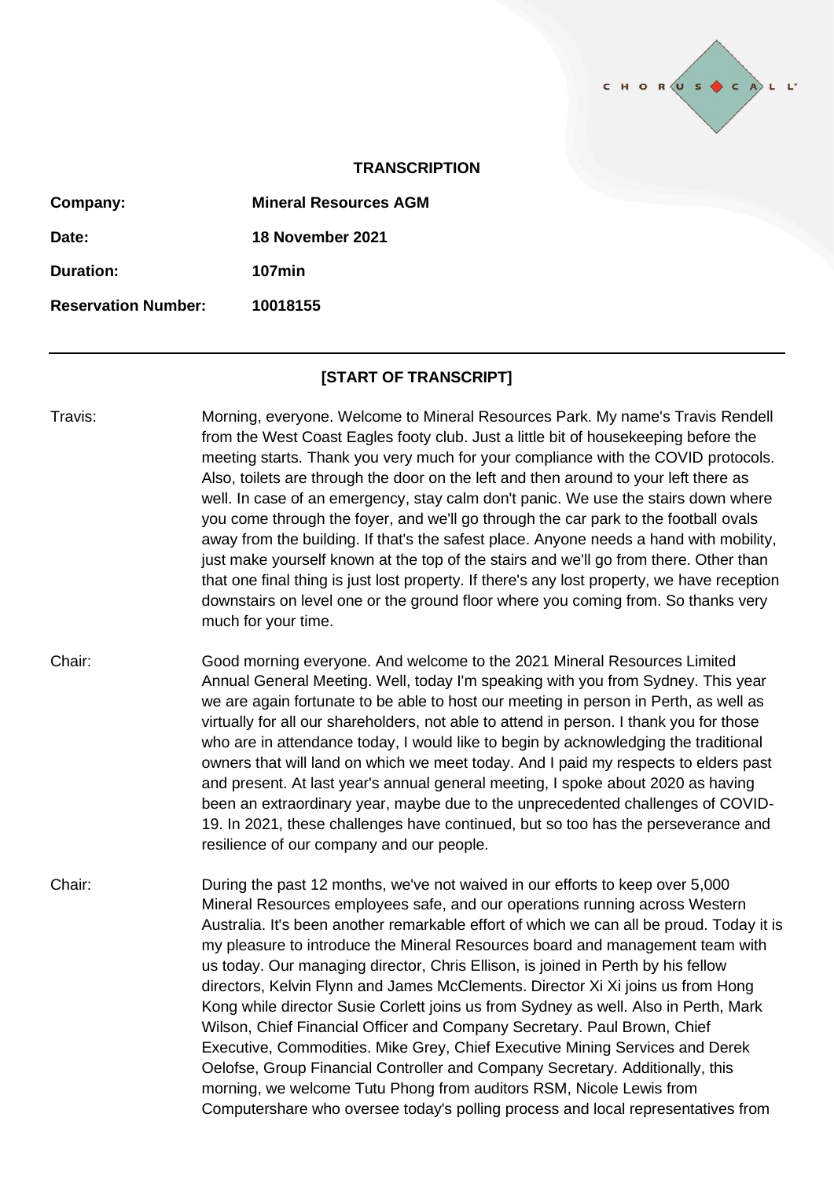**TRANSCRIPTION**

| | |
|---|---|
| **Company:** | **Mineral Resources AGM** |
| **Date:** | **18 November 2021** |
| **Duration:** | **107min** |
| **Reservation Number:** | **10018155** |

**[START OF TRANSCRIPT]**

Travis: Morning, everyone. Welcome to Mineral Resources Park. My name's Travis Rendell from the West Coast Eagles footy club. Just a little bit of housekeeping before the meeting starts. Thank you very much for your compliance with the COVID protocols. Also, toilets are through the door on the left and then around to your left there as well. In case of an emergency, stay calm don't panic. We use the stairs down where you come through the foyer, and we'll go through the car park to the football ovals away from the building. If that's the safest place. Anyone needs a hand with mobility, just make yourself known at the top of the stairs and we'll go from there. Other than that one final thing is just lost property. If there's any lost property, we have reception downstairs on level one or the ground floor where you coming from. So thanks very much for your time.

Chair: Good morning everyone. And welcome to the 2021 Mineral Resources Limited Annual General Meeting. Well, today I'm speaking with you from Sydney. This year we are again fortunate to be able to host our meeting in person in Perth, as well as virtually for all our shareholders, not able to attend in person. I thank you for those who are in attendance today, I would like to begin by acknowledging the traditional owners that will land on which we meet today. And I paid my respects to elders past and present. At last year's annual general meeting, I spoke about 2020 as having been an extraordinary year, maybe due to the unprecedented challenges of COVID-19. In 2021, these challenges have continued, but so too has the perseverance and resilience of our company and our people.

Chair: During the past 12 months, we've not waived in our efforts to keep over 5,000 Mineral Resources employees safe, and our operations running across Western Australia. It's been another remarkable effort of which we can all be proud. Today it is my pleasure to introduce the Mineral Resources board and management team with us today. Our managing director, Chris Ellison, is joined in Perth by his fellow directors, Kelvin Flynn and James McClements. Director Xi Xi joins us from Hong Kong while director Susie Corlett joins us from Sydney as well. Also in Perth, Mark Wilson, Chief Financial Officer and Company Secretary. Paul Brown, Chief Executive, Commodities. Mike Grey, Chief Executive Mining Services and Derek Oelofse, Group Financial Controller and Company Secretary. Additionally, this morning, we welcome Tutu Phong from auditors RSM, Nicole Lewis from Computershare who oversee today's polling process and local representatives from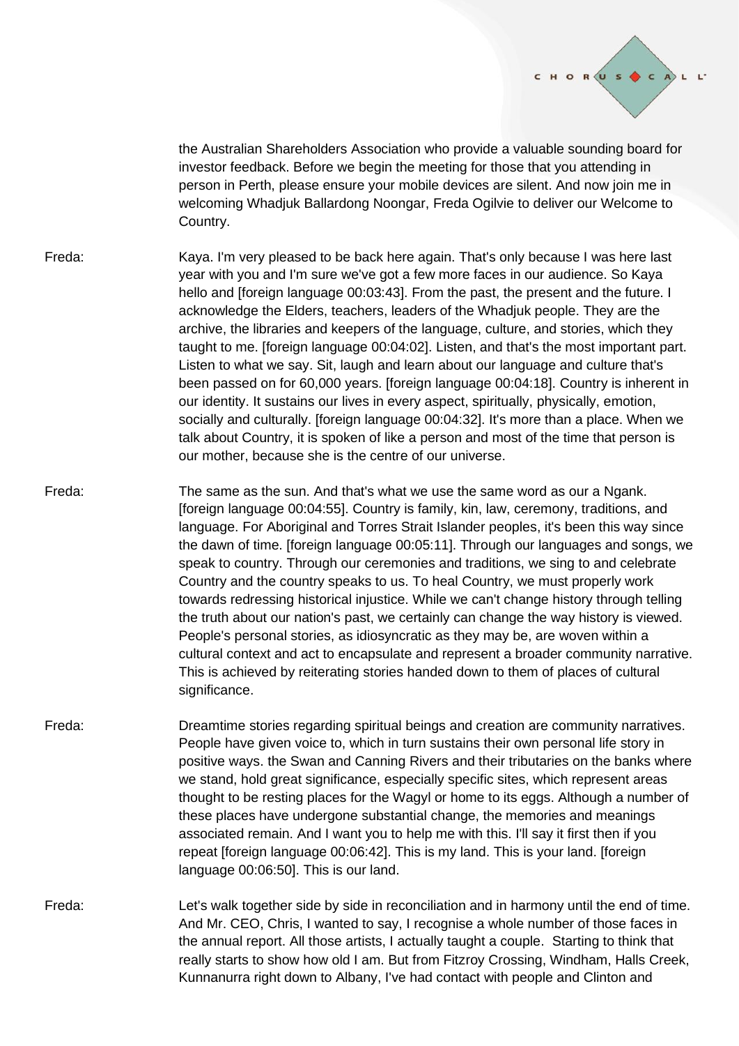the Australian Shareholders Association who provide a valuable sounding board for investor feedback. Before we begin the meeting for those that you attending in person in Perth, please ensure your mobile devices are silent. And now join me in welcoming Whadjuk Ballardong Noongar, Freda Ogilvie to deliver our Welcome to Country.

Freda: Kaya. I'm very pleased to be back here again. That's only because I was here last year with you and I'm sure we've got a few more faces in our audience. So Kaya hello and [foreign language 00:03:43]. From the past, the present and the future. I acknowledge the Elders, teachers, leaders of the Whadjuk people. They are the archive, the libraries and keepers of the language, culture, and stories, which they taught to me. [foreign language 00:04:02]. Listen, and that's the most important part. Listen to what we say. Sit, laugh and learn about our language and culture that's been passed on for 60,000 years. [foreign language 00:04:18]. Country is inherent in our identity. It sustains our lives in every aspect, spiritually, physically, emotion, socially and culturally. [foreign language 00:04:32]. It's more than a place. When we talk about Country, it is spoken of like a person and most of the time that person is our mother, because she is the centre of our universe.

Freda: The same as the sun. And that's what we use the same word as our a Ngank. [foreign language 00:04:55]. Country is family, kin, law, ceremony, traditions, and language. For Aboriginal and Torres Strait Islander peoples, it's been this way since the dawn of time. [foreign language 00:05:11]. Through our languages and songs, we speak to country. Through our ceremonies and traditions, we sing to and celebrate Country and the country speaks to us. To heal Country, we must properly work towards redressing historical injustice. While we can't change history through telling the truth about our nation's past, we certainly can change the way history is viewed. People's personal stories, as idiosyncratic as they may be, are woven within a cultural context and act to encapsulate and represent a broader community narrative. This is achieved by reiterating stories handed down to them of places of cultural significance.

Freda: Dreamtime stories regarding spiritual beings and creation are community narratives. People have given voice to, which in turn sustains their own personal life story in positive ways. the Swan and Canning Rivers and their tributaries on the banks where we stand, hold great significance, especially specific sites, which represent areas thought to be resting places for the Wagyl or home to its eggs. Although a number of these places have undergone substantial change, the memories and meanings associated remain. And I want you to help me with this. I'll say it first then if you repeat [foreign language 00:06:42]. This is my land. This is your land. [foreign language 00:06:50]. This is our land.

Freda: Let's walk together side by side in reconciliation and in harmony until the end of time. And Mr. CEO, Chris, I wanted to say, I recognise a whole number of those faces in the annual report. All those artists, I actually taught a couple. Starting to think that really starts to show how old I am. But from Fitzroy Crossing, Windham, Halls Creek, Kunnanurra right down to Albany, I've had contact with people and Clinton and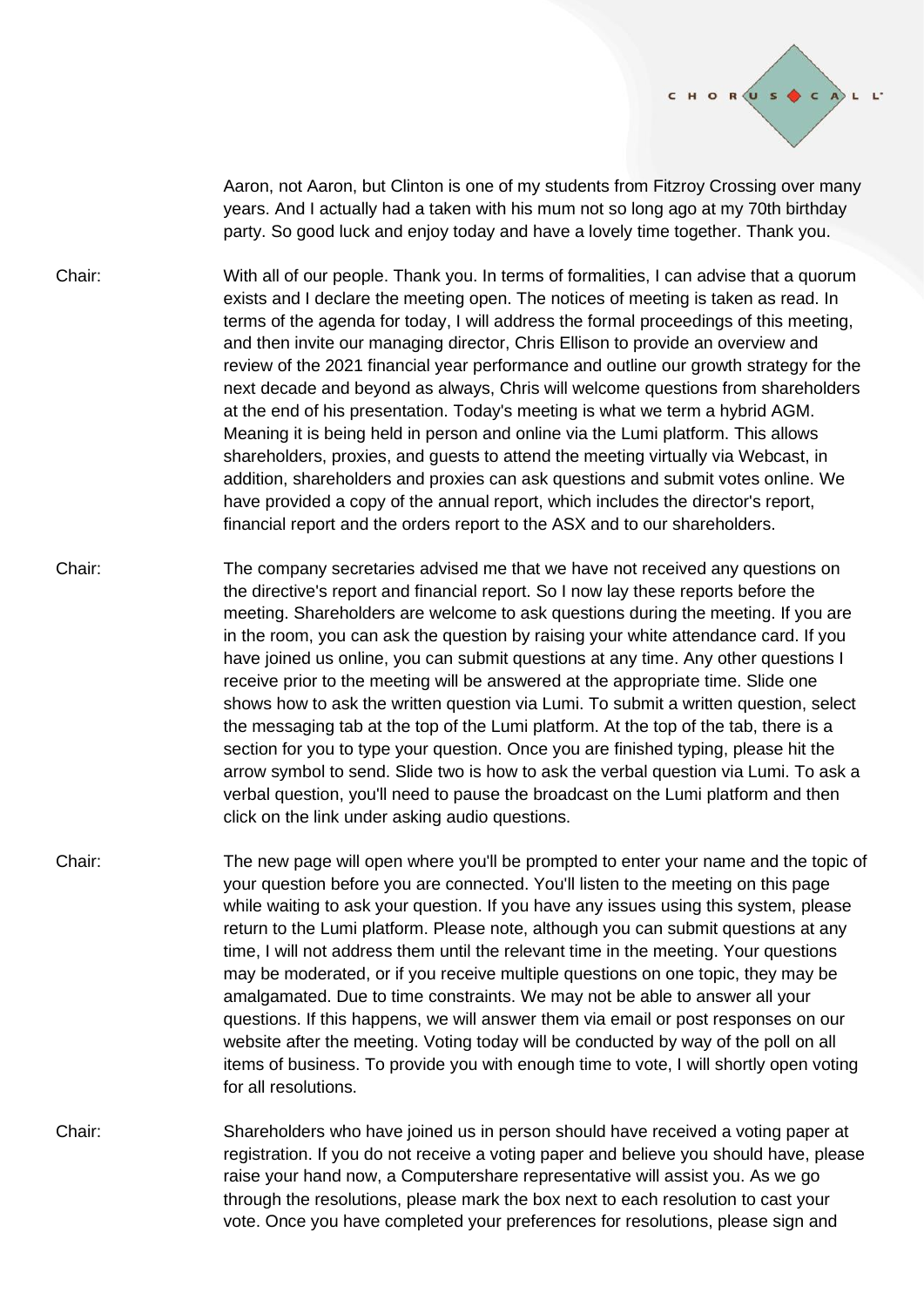Aaron, not Aaron, but Clinton is one of my students from Fitzroy Crossing over many years. And I actually had a taken with his mum not so long ago at my 70th birthday party. So good luck and enjoy today and have a lovely time together. Thank you.

Chair: With all of our people. Thank you. In terms of formalities, I can advise that a quorum exists and I declare the meeting open. The notices of meeting is taken as read. In terms of the agenda for today, I will address the formal proceedings of this meeting, and then invite our managing director, Chris Ellison to provide an overview and review of the 2021 financial year performance and outline our growth strategy for the next decade and beyond as always, Chris will welcome questions from shareholders at the end of his presentation. Today's meeting is what we term a hybrid AGM. Meaning it is being held in person and online via the Lumi platform. This allows shareholders, proxies, and guests to attend the meeting virtually via Webcast, in addition, shareholders and proxies can ask questions and submit votes online. We have provided a copy of the annual report, which includes the director's report, financial report and the orders report to the ASX and to our shareholders.

Chair: The company secretaries advised me that we have not received any questions on the directive's report and financial report. So I now lay these reports before the meeting. Shareholders are welcome to ask questions during the meeting. If you are in the room, you can ask the question by raising your white attendance card. If you have joined us online, you can submit questions at any time. Any other questions I receive prior to the meeting will be answered at the appropriate time. Slide one shows how to ask the written question via Lumi. To submit a written question, select the messaging tab at the top of the Lumi platform. At the top of the tab, there is a section for you to type your question. Once you are finished typing, please hit the arrow symbol to send. Slide two is how to ask the verbal question via Lumi. To ask a verbal question, you'll need to pause the broadcast on the Lumi platform and then click on the link under asking audio questions.

Chair: The new page will open where you'll be prompted to enter your name and the topic of your question before you are connected. You'll listen to the meeting on this page while waiting to ask your question. If you have any issues using this system, please return to the Lumi platform. Please note, although you can submit questions at any time, I will not address them until the relevant time in the meeting. Your questions may be moderated, or if you receive multiple questions on one topic, they may be amalgamated. Due to time constraints. We may not be able to answer all your questions. If this happens, we will answer them via email or post responses on our website after the meeting. Voting today will be conducted by way of the poll on all items of business. To provide you with enough time to vote, I will shortly open voting for all resolutions.

Chair: Shareholders who have joined us in person should have received a voting paper at registration. If you do not receive a voting paper and believe you should have, please raise your hand now, a Computershare representative will assist you. As we go through the resolutions, please mark the box next to each resolution to cast your vote. Once you have completed your preferences for resolutions, please sign and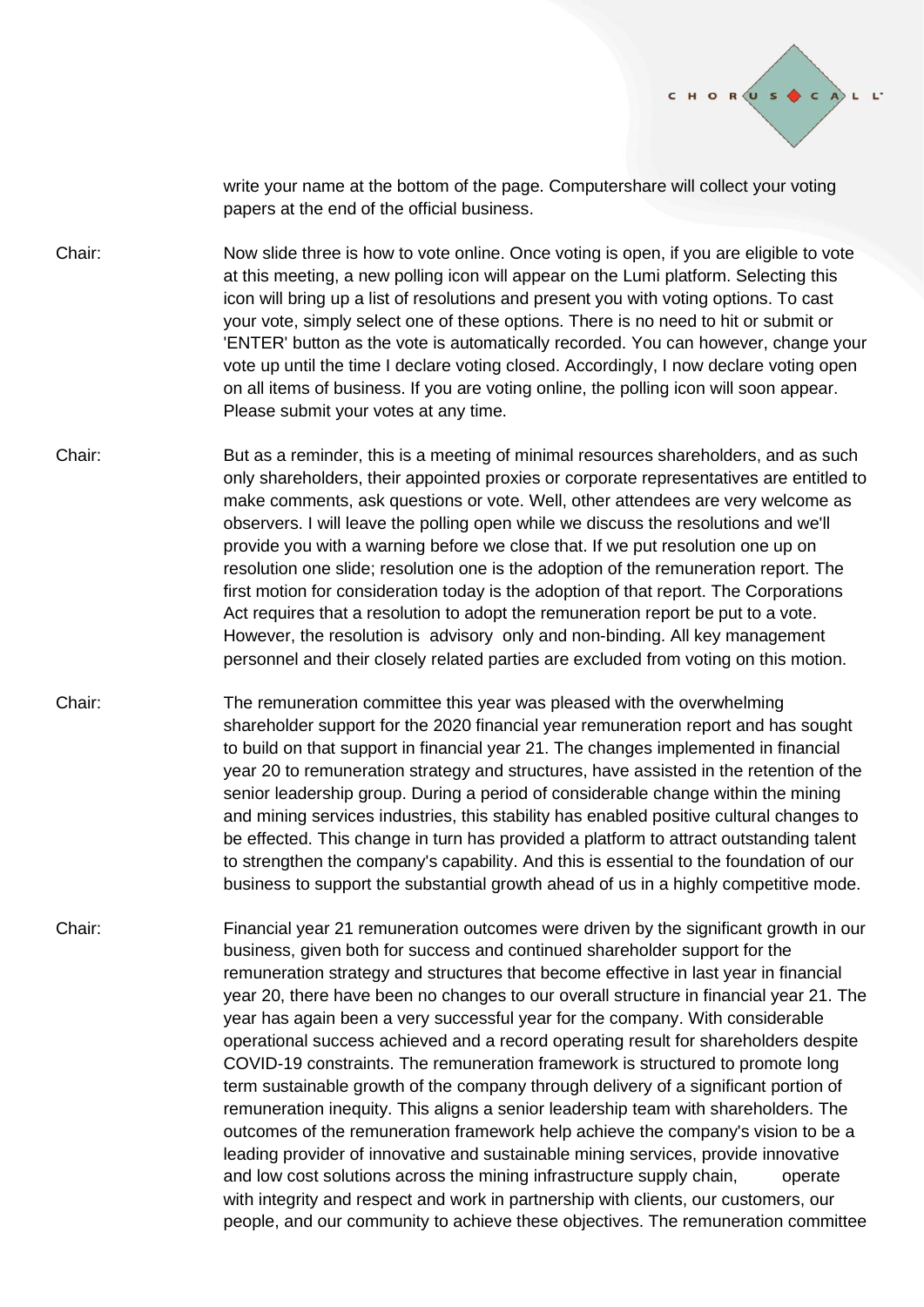write your name at the bottom of the page. Computershare will collect your voting papers at the end of the official business.

Chair: Now slide three is how to vote online. Once voting is open, if you are eligible to vote at this meeting, a new polling icon will appear on the Lumi platform. Selecting this icon will bring up a list of resolutions and present you with voting options. To cast your vote, simply select one of these options. There is no need to hit or submit or 'ENTER' button as the vote is automatically recorded. You can however, change your vote up until the time I declare voting closed. Accordingly, I now declare voting open on all items of business. If you are voting online, the polling icon will soon appear. Please submit your votes at any time.

Chair: But as a reminder, this is a meeting of minimal resources shareholders, and as such only shareholders, their appointed proxies or corporate representatives are entitled to make comments, ask questions or vote. Well, other attendees are very welcome as observers. I will leave the polling open while we discuss the resolutions and we'll provide you with a warning before we close that. If we put resolution one up on resolution one slide; resolution one is the adoption of the remuneration report. The first motion for consideration today is the adoption of that report. The Corporations Act requires that a resolution to adopt the remuneration report be put to a vote. However, the resolution is advisory only and non-binding. All key management personnel and their closely related parties are excluded from voting on this motion.

Chair: The remuneration committee this year was pleased with the overwhelming shareholder support for the 2020 financial year remuneration report and has sought to build on that support in financial year 21. The changes implemented in financial year 20 to remuneration strategy and structures, have assisted in the retention of the senior leadership group. During a period of considerable change within the mining and mining services industries, this stability has enabled positive cultural changes to be effected. This change in turn has provided a platform to attract outstanding talent to strengthen the company's capability. And this is essential to the foundation of our business to support the substantial growth ahead of us in a highly competitive mode.

Chair: Financial year 21 remuneration outcomes were driven by the significant growth in our business, given both for success and continued shareholder support for the remuneration strategy and structures that become effective in last year in financial year 20, there have been no changes to our overall structure in financial year 21. The year has again been a very successful year for the company. With considerable operational success achieved and a record operating result for shareholders despite COVID-19 constraints. The remuneration framework is structured to promote long term sustainable growth of the company through delivery of a significant portion of remuneration inequity. This aligns a senior leadership team with shareholders. The outcomes of the remuneration framework help achieve the company's vision to be a leading provider of innovative and sustainable mining services, provide innovative and low cost solutions across the mining infrastructure supply chain, operate with integrity and respect and work in partnership with clients, our customers, our people, and our community to achieve these objectives. The remuneration committee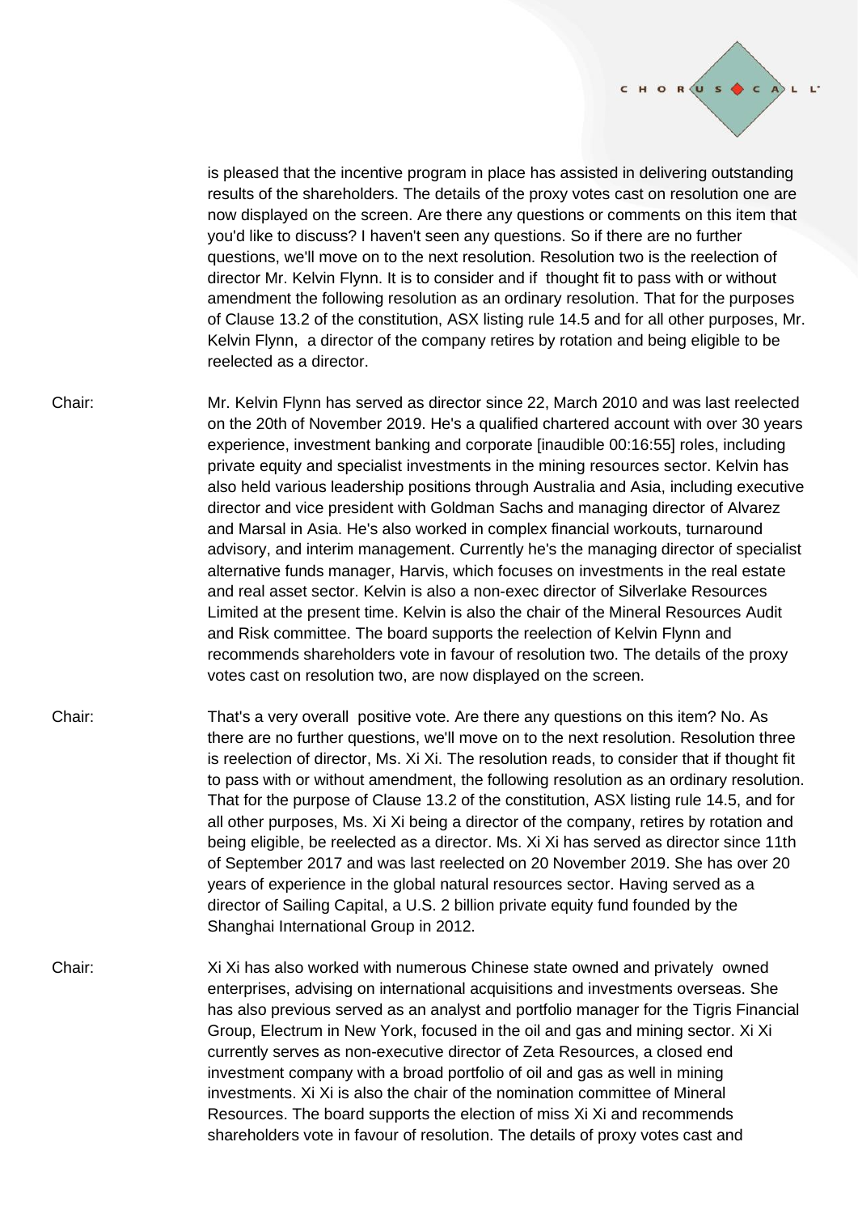is pleased that the incentive program in place has assisted in delivering outstanding results of the shareholders. The details of the proxy votes cast on resolution one are now displayed on the screen. Are there any questions or comments on this item that you'd like to discuss? I haven't seen any questions. So if there are no further questions, we'll move on to the next resolution. Resolution two is the reelection of director Mr. Kelvin Flynn. It is to consider and if thought fit to pass with or without amendment the following resolution as an ordinary resolution. That for the purposes of Clause 13.2 of the constitution, ASX listing rule 14.5 and for all other purposes, Mr. Kelvin Flynn, a director of the company retires by rotation and being eligible to be reelected as a director.

Chair: Mr. Kelvin Flynn has served as director since 22, March 2010 and was last reelected on the 20th of November 2019. He's a qualified chartered account with over 30 years experience, investment banking and corporate [inaudible 00:16:55] roles, including private equity and specialist investments in the mining resources sector. Kelvin has also held various leadership positions through Australia and Asia, including executive director and vice president with Goldman Sachs and managing director of Alvarez and Marsal in Asia. He's also worked in complex financial workouts, turnaround advisory, and interim management. Currently he's the managing director of specialist alternative funds manager, Harvis, which focuses on investments in the real estate and real asset sector. Kelvin is also a non-exec director of Silverlake Resources Limited at the present time. Kelvin is also the chair of the Mineral Resources Audit and Risk committee. The board supports the reelection of Kelvin Flynn and recommends shareholders vote in favour of resolution two. The details of the proxy votes cast on resolution two, are now displayed on the screen.

Chair: That's a very overall positive vote. Are there any questions on this item? No. As there are no further questions, we'll move on to the next resolution. Resolution three is reelection of director, Ms. Xi Xi. The resolution reads, to consider that if thought fit to pass with or without amendment, the following resolution as an ordinary resolution. That for the purpose of Clause 13.2 of the constitution, ASX listing rule 14.5, and for all other purposes, Ms. Xi Xi being a director of the company, retires by rotation and being eligible, be reelected as a director. Ms. Xi Xi has served as director since 11th of September 2017 and was last reelected on 20 November 2019. She has over 20 years of experience in the global natural resources sector. Having served as a director of Sailing Capital, a U.S. 2 billion private equity fund founded by the Shanghai International Group in 2012.

Chair: Xi Xi has also worked with numerous Chinese state owned and privately owned enterprises, advising on international acquisitions and investments overseas. She has also previous served as an analyst and portfolio manager for the Tigris Financial Group, Electrum in New York, focused in the oil and gas and mining sector. Xi Xi currently serves as non-executive director of Zeta Resources, a closed end investment company with a broad portfolio of oil and gas as well in mining investments. Xi Xi is also the chair of the nomination committee of Mineral Resources. The board supports the election of miss Xi Xi and recommends shareholders vote in favour of resolution. The details of proxy votes cast and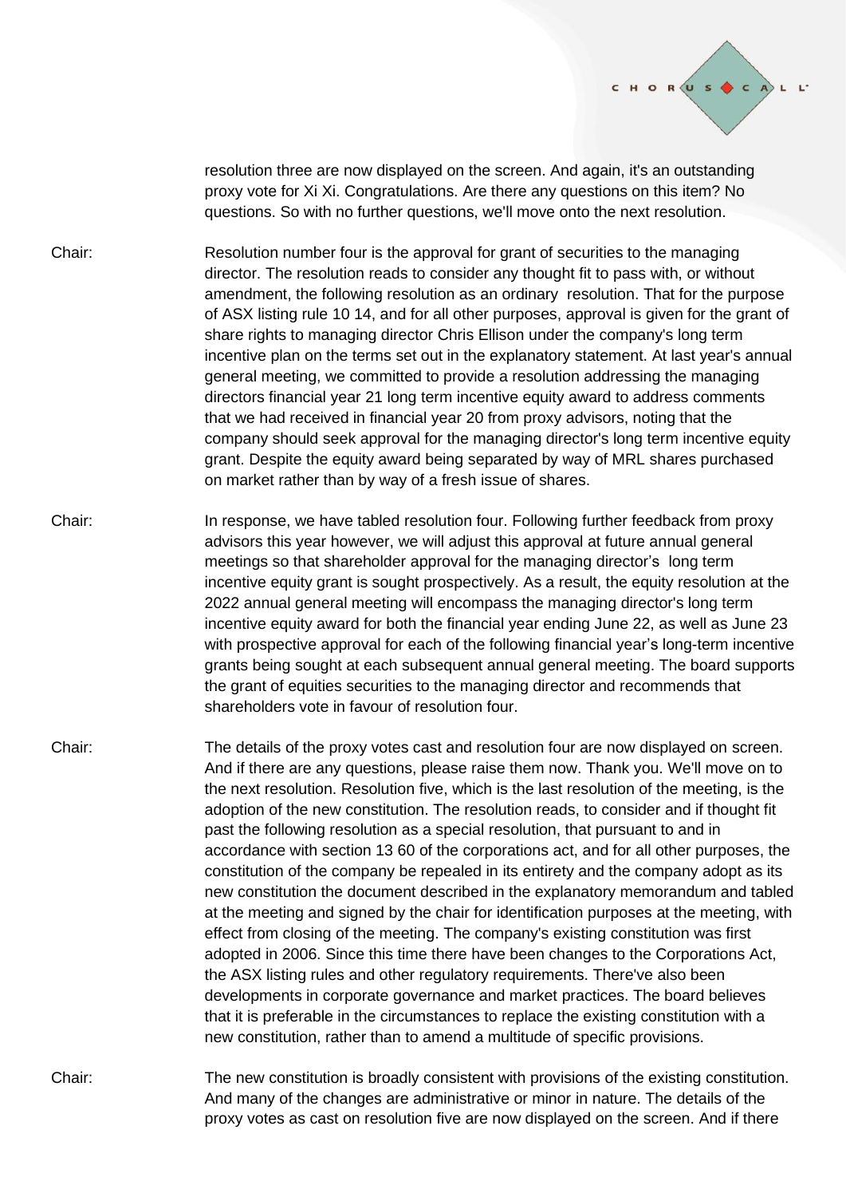resolution three are now displayed on the screen. And again, it's an outstanding proxy vote for Xi Xi. Congratulations. Are there any questions on this item? No questions. So with no further questions, we'll move onto the next resolution.

Chair: Resolution number four is the approval for grant of securities to the managing director. The resolution reads to consider any thought fit to pass with, or without amendment, the following resolution as an ordinary resolution. That for the purpose of ASX listing rule 10 14, and for all other purposes, approval is given for the grant of share rights to managing director Chris Ellison under the company's long term incentive plan on the terms set out in the explanatory statement. At last year's annual general meeting, we committed to provide a resolution addressing the managing directors financial year 21 long term incentive equity award to address comments that we had received in financial year 20 from proxy advisors, noting that the company should seek approval for the managing director's long term incentive equity grant. Despite the equity award being separated by way of MRL shares purchased on market rather than by way of a fresh issue of shares.

Chair: In response, we have tabled resolution four. Following further feedback from proxy advisors this year however, we will adjust this approval at future annual general meetings so that shareholder approval for the managing director's long term incentive equity grant is sought prospectively. As a result, the equity resolution at the 2022 annual general meeting will encompass the managing director's long term incentive equity award for both the financial year ending June 22, as well as June 23 with prospective approval for each of the following financial year's long-term incentive grants being sought at each subsequent annual general meeting. The board supports the grant of equities securities to the managing director and recommends that shareholders vote in favour of resolution four.

Chair: The details of the proxy votes cast and resolution four are now displayed on screen. And if there are any questions, please raise them now. Thank you. We'll move on to the next resolution. Resolution five, which is the last resolution of the meeting, is the adoption of the new constitution. The resolution reads, to consider and if thought fit past the following resolution as a special resolution, that pursuant to and in accordance with section 13 60 of the corporations act, and for all other purposes, the constitution of the company be repealed in its entirety and the company adopt as its new constitution the document described in the explanatory memorandum and tabled at the meeting and signed by the chair for identification purposes at the meeting, with effect from closing of the meeting. The company's existing constitution was first adopted in 2006. Since this time there have been changes to the Corporations Act, the ASX listing rules and other regulatory requirements. There've also been developments in corporate governance and market practices. The board believes that it is preferable in the circumstances to replace the existing constitution with a new constitution, rather than to amend a multitude of specific provisions.

Chair: The new constitution is broadly consistent with provisions of the existing constitution. And many of the changes are administrative or minor in nature. The details of the proxy votes as cast on resolution five are now displayed on the screen. And if there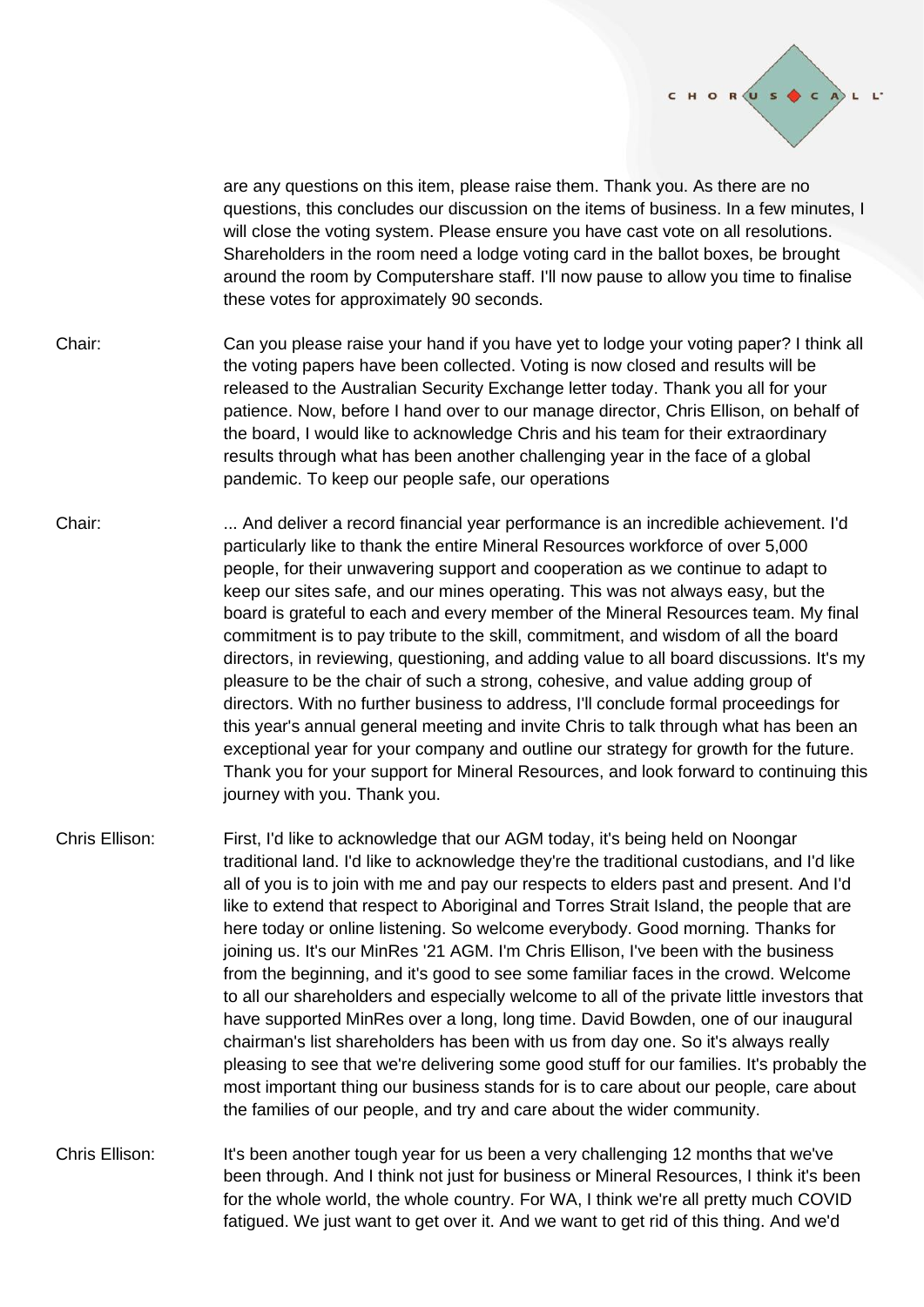are any questions on this item, please raise them. Thank you. As there are no questions, this concludes our discussion on the items of business. In a few minutes, I will close the voting system. Please ensure you have cast vote on all resolutions. Shareholders in the room need a lodge voting card in the ballot boxes, be brought around the room by Computershare staff. I'll now pause to allow you time to finalise these votes for approximately 90 seconds.

Chair: Can you please raise your hand if you have yet to lodge your voting paper? I think all the voting papers have been collected. Voting is now closed and results will be released to the Australian Security Exchange letter today. Thank you all for your patience. Now, before I hand over to our manage director, Chris Ellison, on behalf of the board, I would like to acknowledge Chris and his team for their extraordinary results through what has been another challenging year in the face of a global pandemic. To keep our people safe, our operations

Chair: ... And deliver a record financial year performance is an incredible achievement. I'd particularly like to thank the entire Mineral Resources workforce of over 5,000 people, for their unwavering support and cooperation as we continue to adapt to keep our sites safe, and our mines operating. This was not always easy, but the board is grateful to each and every member of the Mineral Resources team. My final commitment is to pay tribute to the skill, commitment, and wisdom of all the board directors, in reviewing, questioning, and adding value to all board discussions. It's my pleasure to be the chair of such a strong, cohesive, and value adding group of directors. With no further business to address, I'll conclude formal proceedings for this year's annual general meeting and invite Chris to talk through what has been an exceptional year for your company and outline our strategy for growth for the future. Thank you for your support for Mineral Resources, and look forward to continuing this journey with you. Thank you.

Chris Ellison: First, I'd like to acknowledge that our AGM today, it's being held on Noongar traditional land. I'd like to acknowledge they're the traditional custodians, and I'd like all of you is to join with me and pay our respects to elders past and present. And I'd like to extend that respect to Aboriginal and Torres Strait Island, the people that are here today or online listening. So welcome everybody. Good morning. Thanks for joining us. It's our MinRes '21 AGM. I'm Chris Ellison, I've been with the business from the beginning, and it's good to see some familiar faces in the crowd. Welcome to all our shareholders and especially welcome to all of the private little investors that have supported MinRes over a long, long time. David Bowden, one of our inaugural chairman's list shareholders has been with us from day one. So it's always really pleasing to see that we're delivering some good stuff for our families. It's probably the most important thing our business stands for is to care about our people, care about the families of our people, and try and care about the wider community.

Chris Ellison: It's been another tough year for us been a very challenging 12 months that we've been through. And I think not just for business or Mineral Resources, I think it's been for the whole world, the whole country. For WA, I think we're all pretty much COVID fatigued. We just want to get over it. And we want to get rid of this thing. And we'd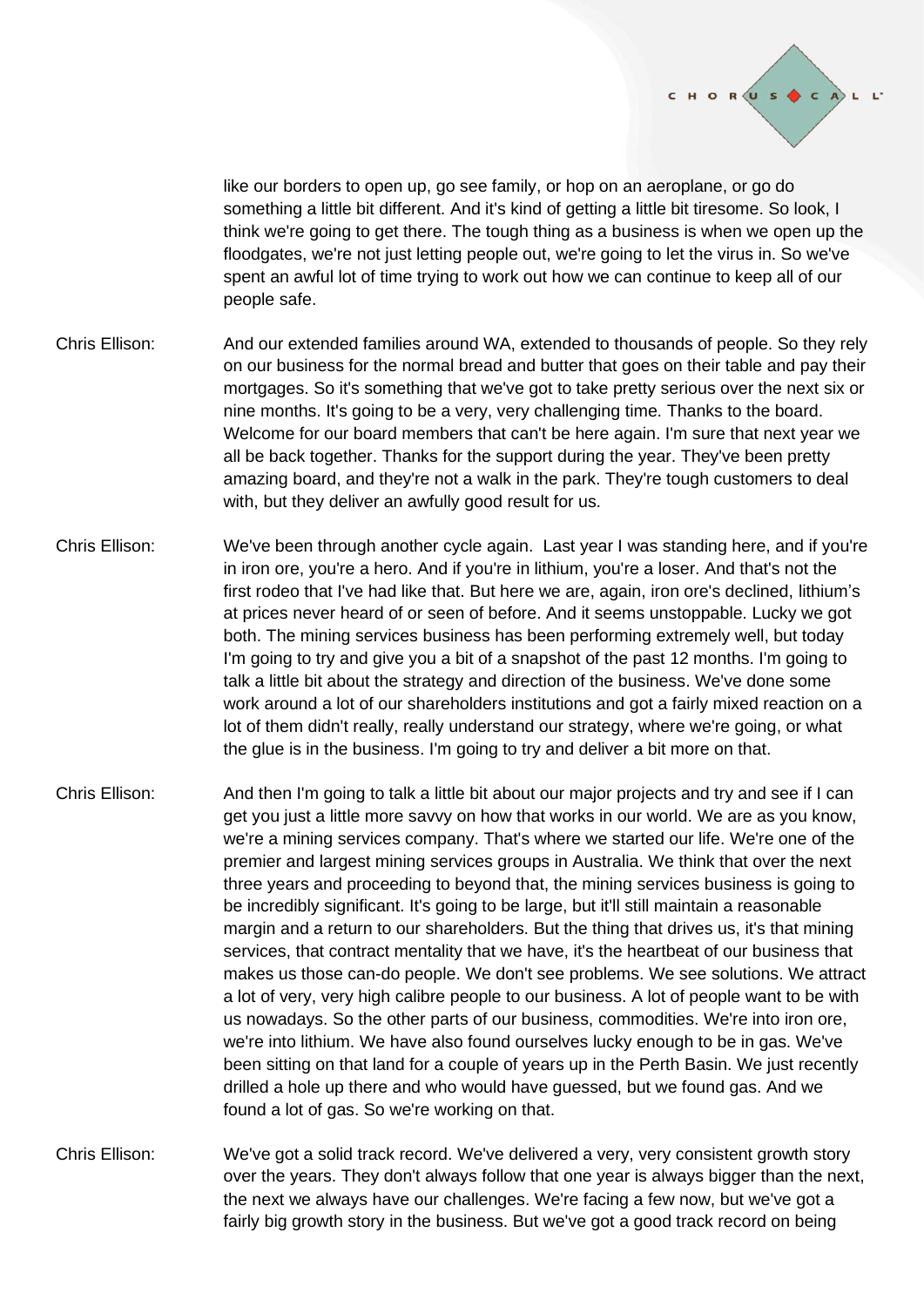like our borders to open up, go see family, or hop on an aeroplane, or go do something a little bit different. And it's kind of getting a little bit tiresome. So look, I think we're going to get there. The tough thing as a business is when we open up the floodgates, we're not just letting people out, we're going to let the virus in. So we've spent an awful lot of time trying to work out how we can continue to keep all of our people safe.

Chris Ellison: And our extended families around WA, extended to thousands of people. So they rely on our business for the normal bread and butter that goes on their table and pay their mortgages. So it's something that we've got to take pretty serious over the next six or nine months. It's going to be a very, very challenging time. Thanks to the board. Welcome for our board members that can't be here again. I'm sure that next year we all be back together. Thanks for the support during the year. They've been pretty amazing board, and they're not a walk in the park. They're tough customers to deal with, but they deliver an awfully good result for us.

Chris Ellison: We've been through another cycle again. Last year I was standing here, and if you're in iron ore, you're a hero. And if you're in lithium, you're a loser. And that's not the first rodeo that I've had like that. But here we are, again, iron ore's declined, lithium's at prices never heard of or seen of before. And it seems unstoppable. Lucky we got both. The mining services business has been performing extremely well, but today I'm going to try and give you a bit of a snapshot of the past 12 months. I'm going to talk a little bit about the strategy and direction of the business. We've done some work around a lot of our shareholders institutions and got a fairly mixed reaction on a lot of them didn't really, really understand our strategy, where we're going, or what the glue is in the business. I'm going to try and deliver a bit more on that.

Chris Ellison: And then I'm going to talk a little bit about our major projects and try and see if I can get you just a little more savvy on how that works in our world. We are as you know, we're a mining services company. That's where we started our life. We're one of the premier and largest mining services groups in Australia. We think that over the next three years and proceeding to beyond that, the mining services business is going to be incredibly significant. It's going to be large, but it'll still maintain a reasonable margin and a return to our shareholders. But the thing that drives us, it's that mining services, that contract mentality that we have, it's the heartbeat of our business that makes us those can-do people. We don't see problems. We see solutions. We attract a lot of very, very high calibre people to our business. A lot of people want to be with us nowadays. So the other parts of our business, commodities. We're into iron ore, we're into lithium. We have also found ourselves lucky enough to be in gas. We've been sitting on that land for a couple of years up in the Perth Basin. We just recently drilled a hole up there and who would have guessed, but we found gas. And we found a lot of gas. So we're working on that.

Chris Ellison: We've got a solid track record. We've delivered a very, very consistent growth story over the years. They don't always follow that one year is always bigger than the next, the next we always have our challenges. We're facing a few now, but we've got a fairly big growth story in the business. But we've got a good track record on being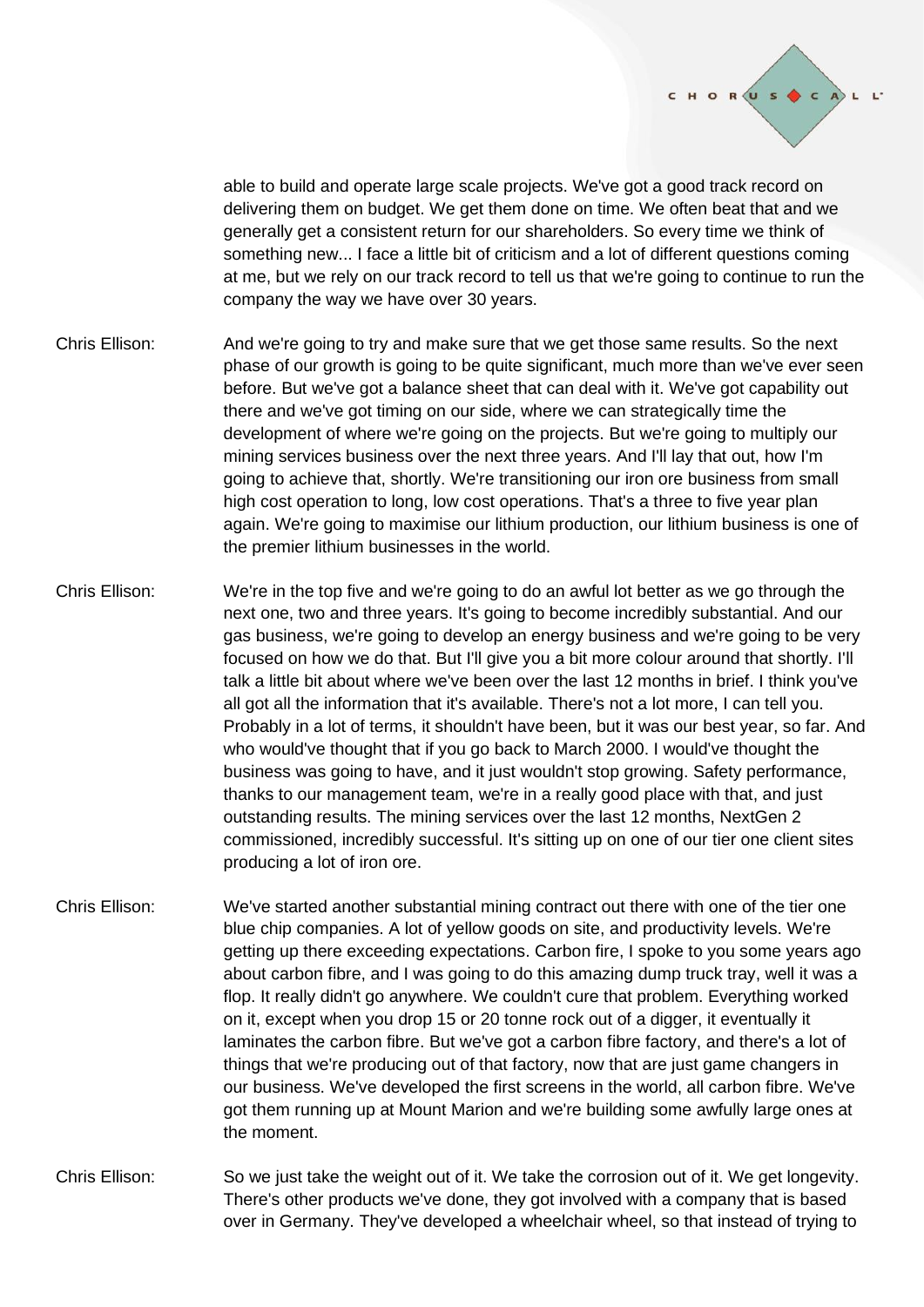able to build and operate large scale projects. We've got a good track record on delivering them on budget. We get them done on time. We often beat that and we generally get a consistent return for our shareholders. So every time we think of something new... I face a little bit of criticism and a lot of different questions coming at me, but we rely on our track record to tell us that we're going to continue to run the company the way we have over 30 years.

Chris Ellison: And we're going to try and make sure that we get those same results. So the next phase of our growth is going to be quite significant, much more than we've ever seen before. But we've got a balance sheet that can deal with it. We've got capability out there and we've got timing on our side, where we can strategically time the development of where we're going on the projects. But we're going to multiply our mining services business over the next three years. And I'll lay that out, how I'm going to achieve that, shortly. We're transitioning our iron ore business from small high cost operation to long, low cost operations. That's a three to five year plan again. We're going to maximise our lithium production, our lithium business is one of the premier lithium businesses in the world.

Chris Ellison: We're in the top five and we're going to do an awful lot better as we go through the next one, two and three years. It's going to become incredibly substantial. And our gas business, we're going to develop an energy business and we're going to be very focused on how we do that. But I'll give you a bit more colour around that shortly. I'll talk a little bit about where we've been over the last 12 months in brief. I think you've all got all the information that it's available. There's not a lot more, I can tell you. Probably in a lot of terms, it shouldn't have been, but it was our best year, so far. And who would've thought that if you go back to March 2000. I would've thought the business was going to have, and it just wouldn't stop growing. Safety performance, thanks to our management team, we're in a really good place with that, and just outstanding results. The mining services over the last 12 months, NextGen 2 commissioned, incredibly successful. It's sitting up on one of our tier one client sites producing a lot of iron ore.

Chris Ellison: We've started another substantial mining contract out there with one of the tier one blue chip companies. A lot of yellow goods on site, and productivity levels. We're getting up there exceeding expectations. Carbon fire, I spoke to you some years ago about carbon fibre, and I was going to do this amazing dump truck tray, well it was a flop. It really didn't go anywhere. We couldn't cure that problem. Everything worked on it, except when you drop 15 or 20 tonne rock out of a digger, it eventually it laminates the carbon fibre. But we've got a carbon fibre factory, and there's a lot of things that we're producing out of that factory, now that are just game changers in our business. We've developed the first screens in the world, all carbon fibre. We've got them running up at Mount Marion and we're building some awfully large ones at the moment.

Chris Ellison: So we just take the weight out of it. We take the corrosion out of it. We get longevity. There's other products we've done, they got involved with a company that is based over in Germany. They've developed a wheelchair wheel, so that instead of trying to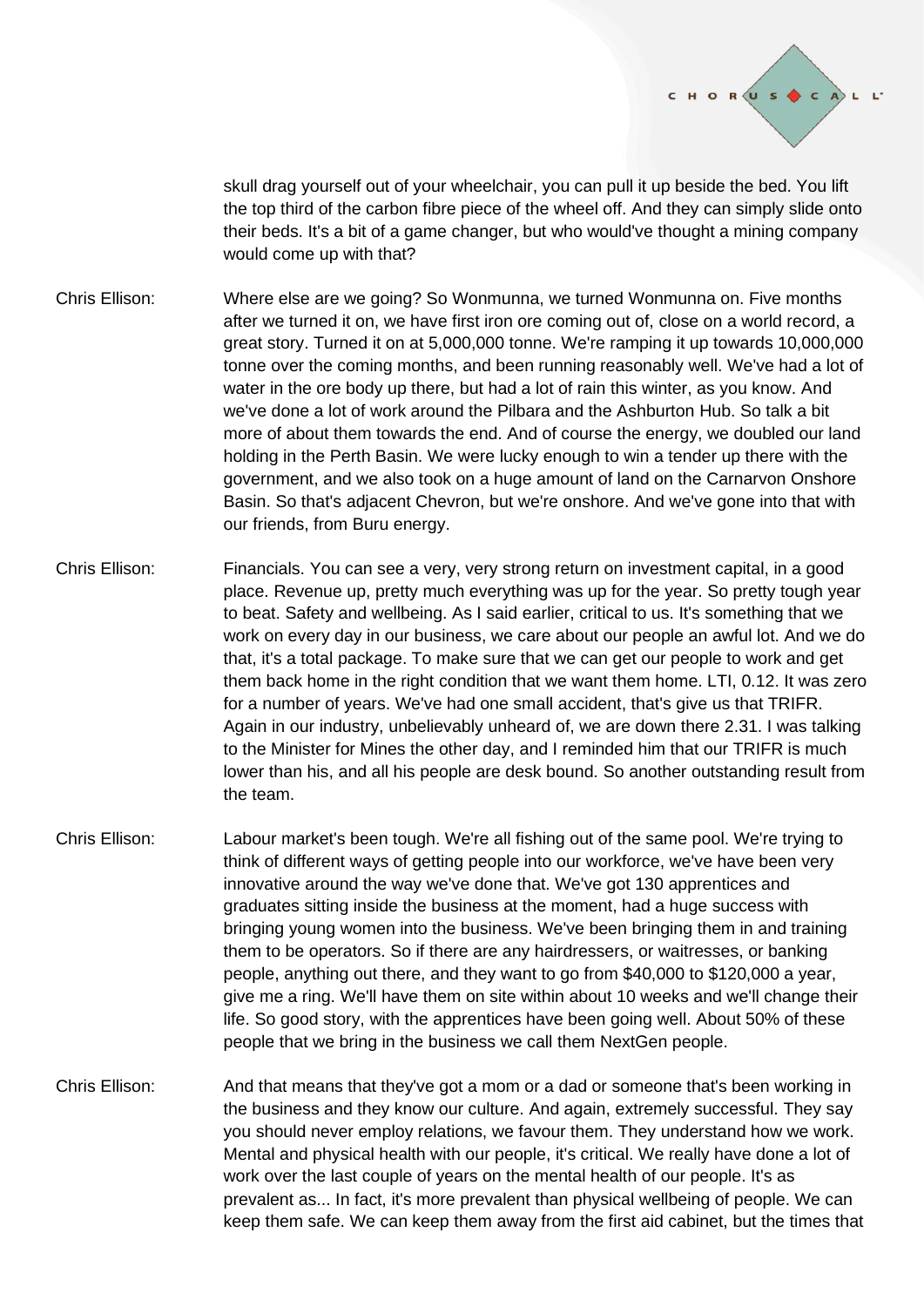skull drag yourself out of your wheelchair, you can pull it up beside the bed. You lift the top third of the carbon fibre piece of the wheel off. And they can simply slide onto their beds. It's a bit of a game changer, but who would've thought a mining company would come up with that?

Chris Ellison: Where else are we going? So Wonmunna, we turned Wonmunna on. Five months after we turned it on, we have first iron ore coming out of, close on a world record, a great story. Turned it on at 5,000,000 tonne. We're ramping it up towards 10,000,000 tonne over the coming months, and been running reasonably well. We've had a lot of water in the ore body up there, but had a lot of rain this winter, as you know. And we've done a lot of work around the Pilbara and the Ashburton Hub. So talk a bit more of about them towards the end. And of course the energy, we doubled our land holding in the Perth Basin. We were lucky enough to win a tender up there with the government, and we also took on a huge amount of land on the Carnarvon Onshore Basin. So that's adjacent Chevron, but we're onshore. And we've gone into that with our friends, from Buru energy.

Chris Ellison: Financials. You can see a very, very strong return on investment capital, in a good place. Revenue up, pretty much everything was up for the year. So pretty tough year to beat. Safety and wellbeing. As I said earlier, critical to us. It's something that we work on every day in our business, we care about our people an awful lot. And we do that, it's a total package. To make sure that we can get our people to work and get them back home in the right condition that we want them home. LTI, 0.12. It was zero for a number of years. We've had one small accident, that's give us that TRIFR. Again in our industry, unbelievably unheard of, we are down there 2.31. I was talking to the Minister for Mines the other day, and I reminded him that our TRIFR is much lower than his, and all his people are desk bound. So another outstanding result from the team.

Chris Ellison: Labour market's been tough. We're all fishing out of the same pool. We're trying to think of different ways of getting people into our workforce, we've have been very innovative around the way we've done that. We've got 130 apprentices and graduates sitting inside the business at the moment, had a huge success with bringing young women into the business. We've been bringing them in and training them to be operators. So if there are any hairdressers, or waitresses, or banking people, anything out there, and they want to go from $40,000 to $120,000 a year, give me a ring. We'll have them on site within about 10 weeks and we'll change their life. So good story, with the apprentices have been going well. About 50% of these people that we bring in the business we call them NextGen people.

Chris Ellison: And that means that they've got a mom or a dad or someone that's been working in the business and they know our culture. And again, extremely successful. They say you should never employ relations, we favour them. They understand how we work. Mental and physical health with our people, it's critical. We really have done a lot of work over the last couple of years on the mental health of our people. It's as prevalent as... In fact, it's more prevalent than physical wellbeing of people. We can keep them safe. We can keep them away from the first aid cabinet, but the times that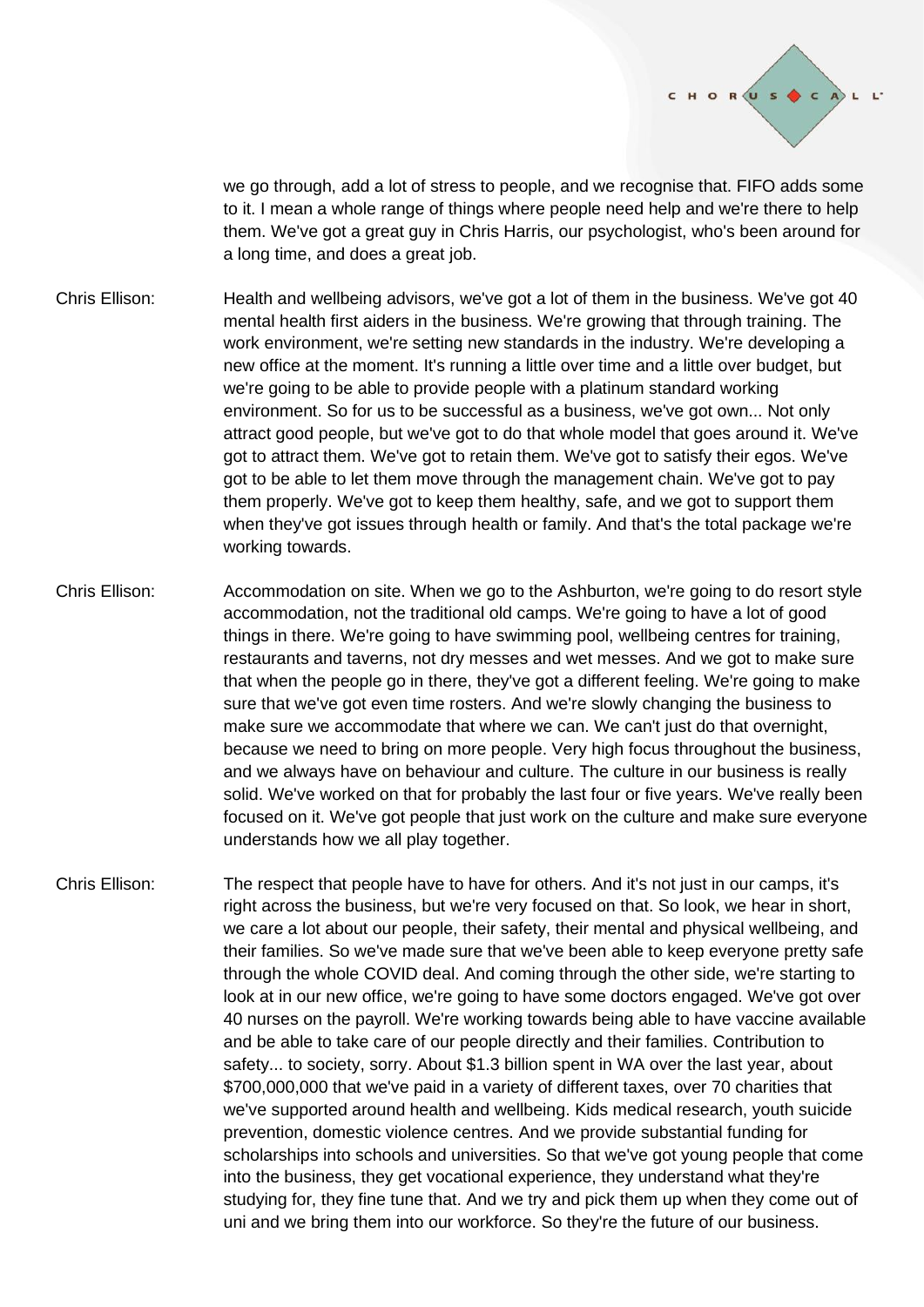we go through, add a lot of stress to people, and we recognise that. FIFO adds some to it. I mean a whole range of things where people need help and we're there to help them. We've got a great guy in Chris Harris, our psychologist, who's been around for a long time, and does a great job.

Chris Ellison: Health and wellbeing advisors, we've got a lot of them in the business. We've got 40 mental health first aiders in the business. We're growing that through training. The work environment, we're setting new standards in the industry. We're developing a new office at the moment. It's running a little over time and a little over budget, but we're going to be able to provide people with a platinum standard working environment. So for us to be successful as a business, we've got own... Not only attract good people, but we've got to do that whole model that goes around it. We've got to attract them. We've got to retain them. We've got to satisfy their egos. We've got to be able to let them move through the management chain. We've got to pay them properly. We've got to keep them healthy, safe, and we got to support them when they've got issues through health or family. And that's the total package we're working towards.

Chris Ellison: Accommodation on site. When we go to the Ashburton, we're going to do resort style accommodation, not the traditional old camps. We're going to have a lot of good things in there. We're going to have swimming pool, wellbeing centres for training, restaurants and taverns, not dry messes and wet messes. And we got to make sure that when the people go in there, they've got a different feeling. We're going to make sure that we've got even time rosters. And we're slowly changing the business to make sure we accommodate that where we can. We can't just do that overnight, because we need to bring on more people. Very high focus throughout the business, and we always have on behaviour and culture. The culture in our business is really solid. We've worked on that for probably the last four or five years. We've really been focused on it. We've got people that just work on the culture and make sure everyone understands how we all play together.

Chris Ellison: The respect that people have to have for others. And it's not just in our camps, it's right across the business, but we're very focused on that. So look, we hear in short, we care a lot about our people, their safety, their mental and physical wellbeing, and their families. So we've made sure that we've been able to keep everyone pretty safe through the whole COVID deal. And coming through the other side, we're starting to look at in our new office, we're going to have some doctors engaged. We've got over 40 nurses on the payroll. We're working towards being able to have vaccine available and be able to take care of our people directly and their families. Contribution to safety... to society, sorry. About $1.3 billion spent in WA over the last year, about $700,000,000 that we've paid in a variety of different taxes, over 70 charities that we've supported around health and wellbeing. Kids medical research, youth suicide prevention, domestic violence centres. And we provide substantial funding for scholarships into schools and universities. So that we've got young people that come into the business, they get vocational experience, they understand what they're studying for, they fine tune that. And we try and pick them up when they come out of uni and we bring them into our workforce. So they're the future of our business.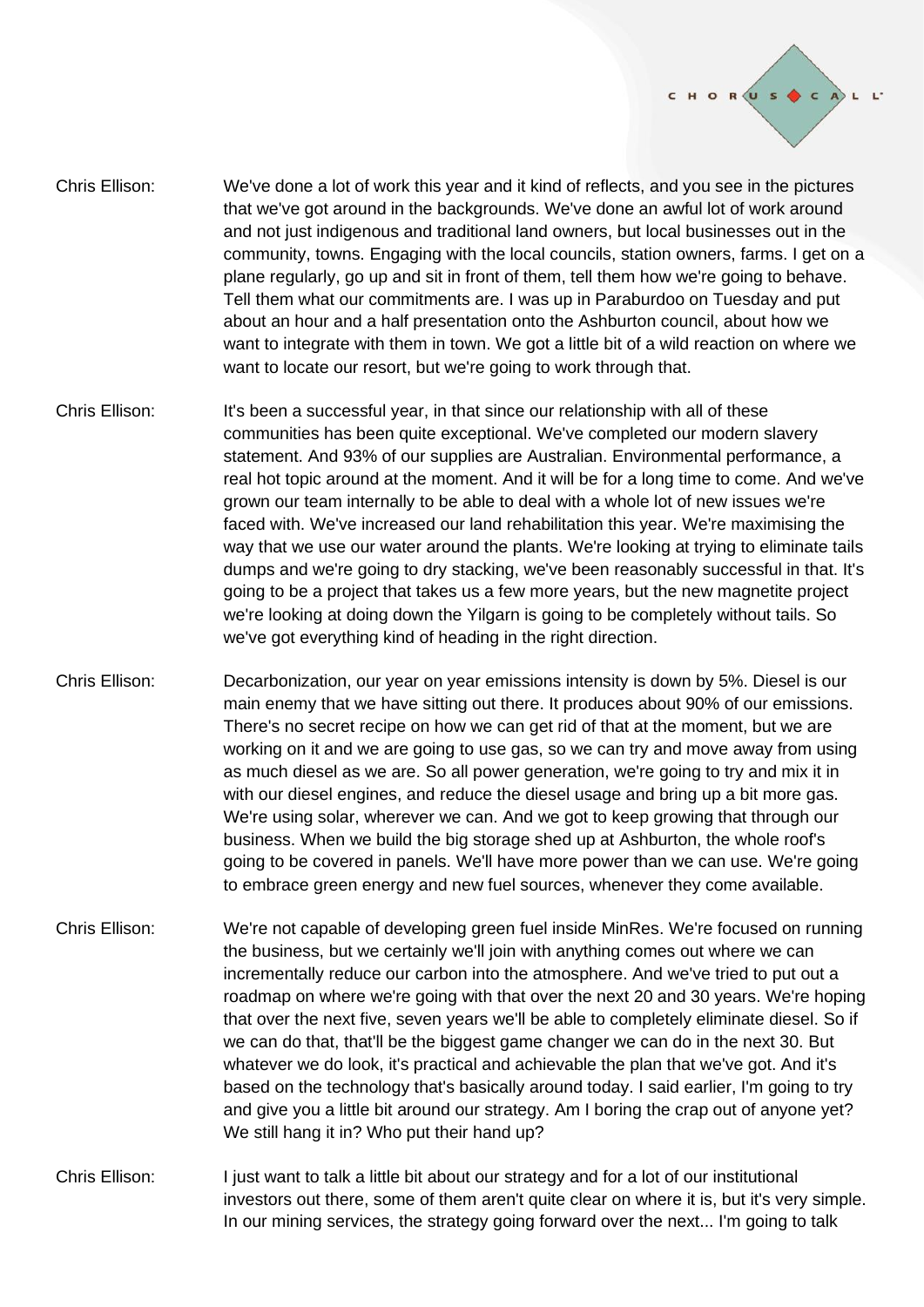Chris Ellison: We've done a lot of work this year and it kind of reflects, and you see in the pictures that we've got around in the backgrounds. We've done an awful lot of work around and not just indigenous and traditional land owners, but local businesses out in the community, towns. Engaging with the local councils, station owners, farms. I get on a plane regularly, go up and sit in front of them, tell them how we're going to behave. Tell them what our commitments are. I was up in Paraburdoo on Tuesday and put about an hour and a half presentation onto the Ashburton council, about how we want to integrate with them in town. We got a little bit of a wild reaction on where we want to locate our resort, but we're going to work through that.

Chris Ellison: It's been a successful year, in that since our relationship with all of these communities has been quite exceptional. We've completed our modern slavery statement. And 93% of our supplies are Australian. Environmental performance, a real hot topic around at the moment. And it will be for a long time to come. And we've grown our team internally to be able to deal with a whole lot of new issues we're faced with. We've increased our land rehabilitation this year. We're maximising the way that we use our water around the plants. We're looking at trying to eliminate tails dumps and we're going to dry stacking, we've been reasonably successful in that. It's going to be a project that takes us a few more years, but the new magnetite project we're looking at doing down the Yilgarn is going to be completely without tails. So we've got everything kind of heading in the right direction.

Chris Ellison: Decarbonization, our year on year emissions intensity is down by 5%. Diesel is our main enemy that we have sitting out there. It produces about 90% of our emissions. There's no secret recipe on how we can get rid of that at the moment, but we are working on it and we are going to use gas, so we can try and move away from using as much diesel as we are. So all power generation, we're going to try and mix it in with our diesel engines, and reduce the diesel usage and bring up a bit more gas. We're using solar, wherever we can. And we got to keep growing that through our business. When we build the big storage shed up at Ashburton, the whole roof's going to be covered in panels. We'll have more power than we can use. We're going to embrace green energy and new fuel sources, whenever they come available.

Chris Ellison: We're not capable of developing green fuel inside MinRes. We're focused on running the business, but we certainly we'll join with anything comes out where we can incrementally reduce our carbon into the atmosphere. And we've tried to put out a roadmap on where we're going with that over the next 20 and 30 years. We're hoping that over the next five, seven years we'll be able to completely eliminate diesel. So if we can do that, that'll be the biggest game changer we can do in the next 30. But whatever we do look, it's practical and achievable the plan that we've got. And it's based on the technology that's basically around today. I said earlier, I'm going to try and give you a little bit around our strategy. Am I boring the crap out of anyone yet? We still hang it in? Who put their hand up?

Chris Ellison: I just want to talk a little bit about our strategy and for a lot of our institutional investors out there, some of them aren't quite clear on where it is, but it's very simple. In our mining services, the strategy going forward over the next... I'm going to talk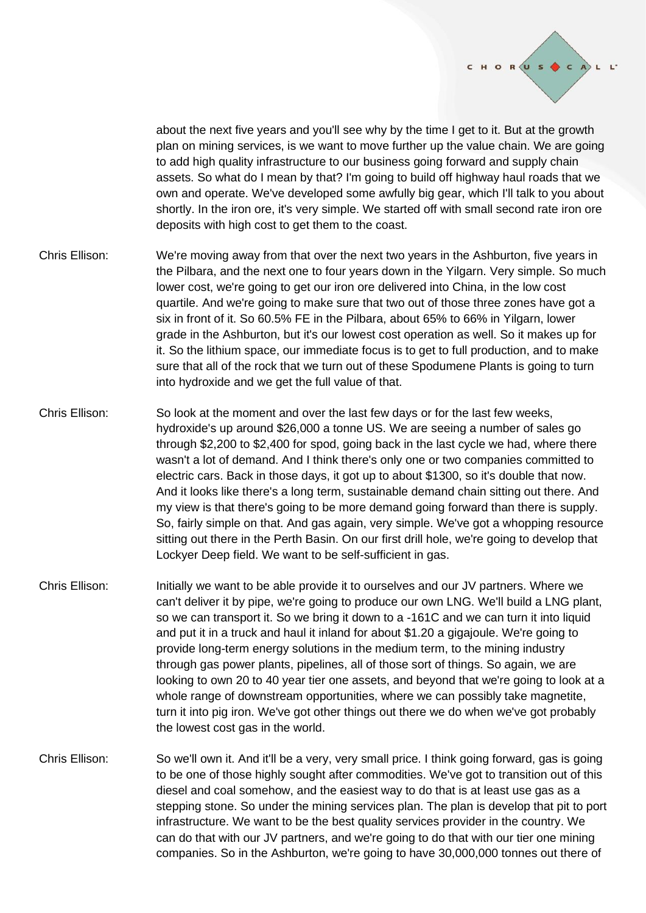about the next five years and you'll see why by the time I get to it. But at the growth plan on mining services, is we want to move further up the value chain. We are going to add high quality infrastructure to our business going forward and supply chain assets. So what do I mean by that? I'm going to build off highway haul roads that we own and operate. We've developed some awfully big gear, which I'll talk to you about shortly. In the iron ore, it's very simple. We started off with small second rate iron ore deposits with high cost to get them to the coast.

Chris Ellison: We're moving away from that over the next two years in the Ashburton, five years in the Pilbara, and the next one to four years down in the Yilgarn. Very simple. So much lower cost, we're going to get our iron ore delivered into China, in the low cost quartile. And we're going to make sure that two out of those three zones have got a six in front of it. So 60.5% FE in the Pilbara, about 65% to 66% in Yilgarn, lower grade in the Ashburton, but it's our lowest cost operation as well. So it makes up for it. So the lithium space, our immediate focus is to get to full production, and to make sure that all of the rock that we turn out of these Spodumene Plants is going to turn into hydroxide and we get the full value of that.

Chris Ellison: So look at the moment and over the last few days or for the last few weeks, hydroxide's up around $26,000 a tonne US. We are seeing a number of sales go through $2,200 to $2,400 for spod, going back in the last cycle we had, where there wasn't a lot of demand. And I think there's only one or two companies committed to electric cars. Back in those days, it got up to about $1300, so it's double that now. And it looks like there's a long term, sustainable demand chain sitting out there. And my view is that there's going to be more demand going forward than there is supply. So, fairly simple on that. And gas again, very simple. We've got a whopping resource sitting out there in the Perth Basin. On our first drill hole, we're going to develop that Lockyer Deep field. We want to be self-sufficient in gas.

Chris Ellison: Initially we want to be able provide it to ourselves and our JV partners. Where we can't deliver it by pipe, we're going to produce our own LNG. We'll build a LNG plant, so we can transport it. So we bring it down to a -161C and we can turn it into liquid and put it in a truck and haul it inland for about $1.20 a gigajoule. We're going to provide long-term energy solutions in the medium term, to the mining industry through gas power plants, pipelines, all of those sort of things. So again, we are looking to own 20 to 40 year tier one assets, and beyond that we're going to look at a whole range of downstream opportunities, where we can possibly take magnetite, turn it into pig iron. We've got other things out there we do when we've got probably the lowest cost gas in the world.

Chris Ellison: So we'll own it. And it'll be a very, very small price. I think going forward, gas is going to be one of those highly sought after commodities. We've got to transition out of this diesel and coal somehow, and the easiest way to do that is at least use gas as a stepping stone. So under the mining services plan. The plan is develop that pit to port infrastructure. We want to be the best quality services provider in the country. We can do that with our JV partners, and we're going to do that with our tier one mining companies. So in the Ashburton, we're going to have 30,000,000 tonnes out there of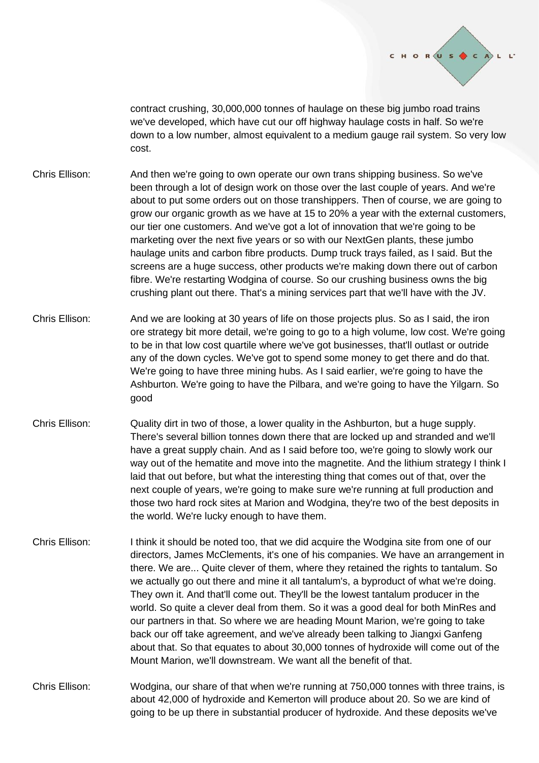contract crushing, 30,000,000 tonnes of haulage on these big jumbo road trains we've developed, which have cut our off highway haulage costs in half. So we're down to a low number, almost equivalent to a medium gauge rail system. So very low cost.

Chris Ellison: And then we're going to own operate our own trans shipping business. So we've been through a lot of design work on those over the last couple of years. And we're about to put some orders out on those transhippers. Then of course, we are going to grow our organic growth as we have at 15 to 20% a year with the external customers, our tier one customers. And we've got a lot of innovation that we're going to be marketing over the next five years or so with our NextGen plants, these jumbo haulage units and carbon fibre products. Dump truck trays failed, as I said. But the screens are a huge success, other products we're making down there out of carbon fibre. We're restarting Wodgina of course. So our crushing business owns the big crushing plant out there. That's a mining services part that we'll have with the JV.

Chris Ellison: And we are looking at 30 years of life on those projects plus. So as I said, the iron ore strategy bit more detail, we're going to go to a high volume, low cost. We're going to be in that low cost quartile where we've got businesses, that'll outlast or outride any of the down cycles. We've got to spend some money to get there and do that. We're going to have three mining hubs. As I said earlier, we're going to have the Ashburton. We're going to have the Pilbara, and we're going to have the Yilgarn. So good

Chris Ellison: Quality dirt in two of those, a lower quality in the Ashburton, but a huge supply. There's several billion tonnes down there that are locked up and stranded and we'll have a great supply chain. And as I said before too, we're going to slowly work our way out of the hematite and move into the magnetite. And the lithium strategy I think I laid that out before, but what the interesting thing that comes out of that, over the next couple of years, we're going to make sure we're running at full production and those two hard rock sites at Marion and Wodgina, they're two of the best deposits in the world. We're lucky enough to have them.

Chris Ellison: I think it should be noted too, that we did acquire the Wodgina site from one of our directors, James McClements, it's one of his companies. We have an arrangement in there. We are... Quite clever of them, where they retained the rights to tantalum. So we actually go out there and mine it all tantalum's, a byproduct of what we're doing. They own it. And that'll come out. They'll be the lowest tantalum producer in the world. So quite a clever deal from them. So it was a good deal for both MinRes and our partners in that. So where we are heading Mount Marion, we're going to take back our off take agreement, and we've already been talking to Jiangxi Ganfeng about that. So that equates to about 30,000 tonnes of hydroxide will come out of the Mount Marion, we'll downstream. We want all the benefit of that.

Chris Ellison: Wodgina, our share of that when we're running at 750,000 tonnes with three trains, is about 42,000 of hydroxide and Kemerton will produce about 20. So we are kind of going to be up there in substantial producer of hydroxide. And these deposits we've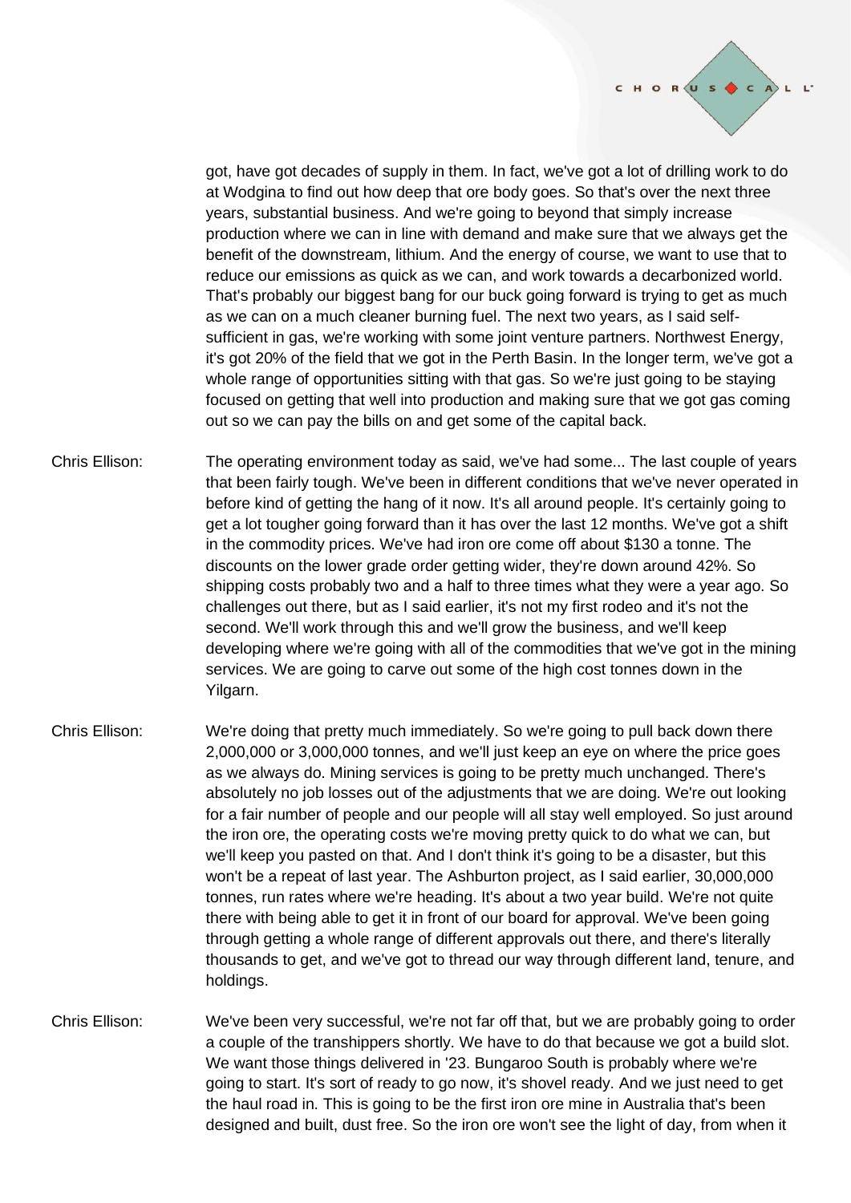got, have got decades of supply in them. In fact, we've got a lot of drilling work to do at Wodgina to find out how deep that ore body goes. So that's over the next three years, substantial business. And we're going to beyond that simply increase production where we can in line with demand and make sure that we always get the benefit of the downstream, lithium. And the energy of course, we want to use that to reduce our emissions as quick as we can, and work towards a decarbonized world. That's probably our biggest bang for our buck going forward is trying to get as much as we can on a much cleaner burning fuel. The next two years, as I said self-sufficient in gas, we're working with some joint venture partners. Northwest Energy, it's got 20% of the field that we got in the Perth Basin. In the longer term, we've got a whole range of opportunities sitting with that gas. So we're just going to be staying focused on getting that well into production and making sure that we got gas coming out so we can pay the bills on and get some of the capital back.

Chris Ellison: The operating environment today as said, we've had some... The last couple of years that been fairly tough. We've been in different conditions that we've never operated in before kind of getting the hang of it now. It's all around people. It's certainly going to get a lot tougher going forward than it has over the last 12 months. We've got a shift in the commodity prices. We've had iron ore come off about $130 a tonne. The discounts on the lower grade order getting wider, they're down around 42%. So shipping costs probably two and a half to three times what they were a year ago. So challenges out there, but as I said earlier, it's not my first rodeo and it's not the second. We'll work through this and we'll grow the business, and we'll keep developing where we're going with all of the commodities that we've got in the mining services. We are going to carve out some of the high cost tonnes down in the Yilgarn.

Chris Ellison: We're doing that pretty much immediately. So we're going to pull back down there 2,000,000 or 3,000,000 tonnes, and we'll just keep an eye on where the price goes as we always do. Mining services is going to be pretty much unchanged. There's absolutely no job losses out of the adjustments that we are doing. We're out looking for a fair number of people and our people will all stay well employed. So just around the iron ore, the operating costs we're moving pretty quick to do what we can, but we'll keep you pasted on that. And I don't think it's going to be a disaster, but this won't be a repeat of last year. The Ashburton project, as I said earlier, 30,000,000 tonnes, run rates where we're heading. It's about a two year build. We're not quite there with being able to get it in front of our board for approval. We've been going through getting a whole range of different approvals out there, and there's literally thousands to get, and we've got to thread our way through different land, tenure, and holdings.

Chris Ellison: We've been very successful, we're not far off that, but we are probably going to order a couple of the transhippers shortly. We have to do that because we got a build slot. We want those things delivered in '23. Bungaroo South is probably where we're going to start. It's sort of ready to go now, it's shovel ready. And we just need to get the haul road in. This is going to be the first iron ore mine in Australia that's been designed and built, dust free. So the iron ore won't see the light of day, from when it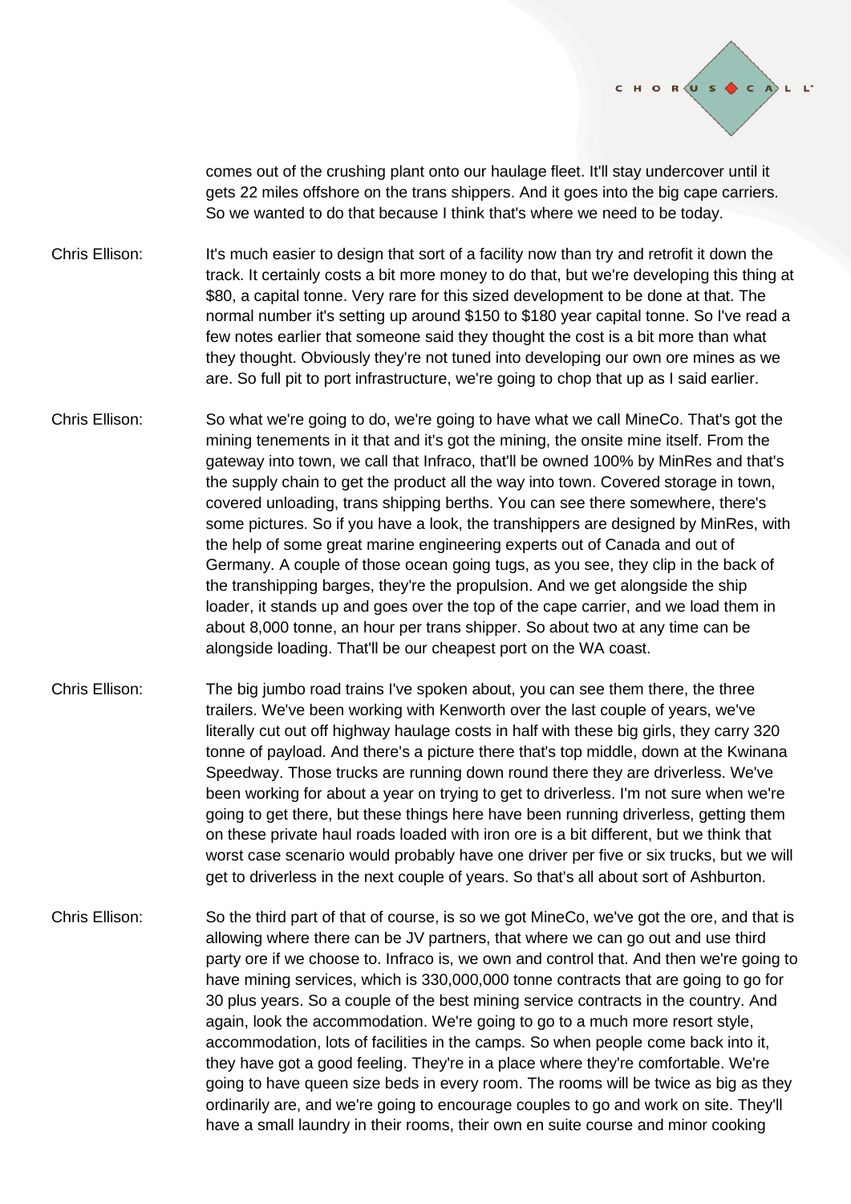comes out of the crushing plant onto our haulage fleet. It'll stay undercover until it gets 22 miles offshore on the trans shippers. And it goes into the big cape carriers. So we wanted to do that because I think that's where we need to be today.

Chris Ellison: It's much easier to design that sort of a facility now than try and retrofit it down the track. It certainly costs a bit more money to do that, but we're developing this thing at $80, a capital tonne. Very rare for this sized development to be done at that. The normal number it's setting up around $150 to $180 year capital tonne. So I've read a few notes earlier that someone said they thought the cost is a bit more than what they thought. Obviously they're not tuned into developing our own ore mines as we are. So full pit to port infrastructure, we're going to chop that up as I said earlier.

Chris Ellison: So what we're going to do, we're going to have what we call MineCo. That's got the mining tenements in it that and it's got the mining, the onsite mine itself. From the gateway into town, we call that Infraco, that'll be owned 100% by MinRes and that's the supply chain to get the product all the way into town. Covered storage in town, covered unloading, trans shipping berths. You can see there somewhere, there's some pictures. So if you have a look, the transhippers are designed by MinRes, with the help of some great marine engineering experts out of Canada and out of Germany. A couple of those ocean going tugs, as you see, they clip in the back of the transhipping barges, they're the propulsion. And we get alongside the ship loader, it stands up and goes over the top of the cape carrier, and we load them in about 8,000 tonne, an hour per trans shipper. So about two at any time can be alongside loading. That'll be our cheapest port on the WA coast.

Chris Ellison: The big jumbo road trains I've spoken about, you can see them there, the three trailers. We've been working with Kenworth over the last couple of years, we've literally cut out off highway haulage costs in half with these big girls, they carry 320 tonne of payload. And there's a picture there that's top middle, down at the Kwinana Speedway. Those trucks are running down round there they are driverless. We've been working for about a year on trying to get to driverless. I'm not sure when we're going to get there, but these things here have been running driverless, getting them on these private haul roads loaded with iron ore is a bit different, but we think that worst case scenario would probably have one driver per five or six trucks, but we will get to driverless in the next couple of years. So that's all about sort of Ashburton.

Chris Ellison: So the third part of that of course, is so we got MineCo, we've got the ore, and that is allowing where there can be JV partners, that where we can go out and use third party ore if we choose to. Infraco is, we own and control that. And then we're going to have mining services, which is 330,000,000 tonne contracts that are going to go for 30 plus years. So a couple of the best mining service contracts in the country. And again, look the accommodation. We're going to go to a much more resort style, accommodation, lots of facilities in the camps. So when people come back into it, they have got a good feeling. They're in a place where they're comfortable. We're going to have queen size beds in every room. The rooms will be twice as big as they ordinarily are, and we're going to encourage couples to go and work on site. They'll have a small laundry in their rooms, their own en suite course and minor cooking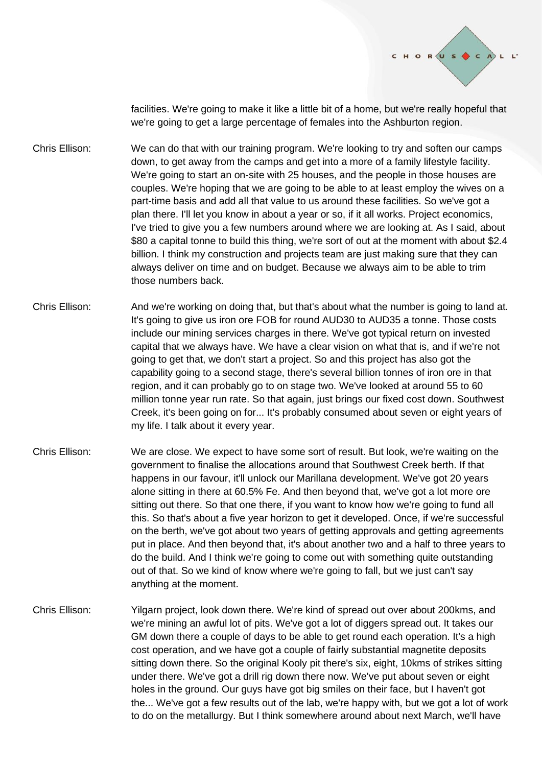facilities. We're going to make it like a little bit of a home, but we're really hopeful that we're going to get a large percentage of females into the Ashburton region.

Chris Ellison: We can do that with our training program. We're looking to try and soften our camps down, to get away from the camps and get into a more of a family lifestyle facility. We're going to start an on-site with 25 houses, and the people in those houses are couples. We're hoping that we are going to be able to at least employ the wives on a part-time basis and add all that value to us around these facilities. So we've got a plan there. I'll let you know in about a year or so, if it all works. Project economics, I've tried to give you a few numbers around where we are looking at. As I said, about $80 a capital tonne to build this thing, we're sort of out at the moment with about $2.4 billion. I think my construction and projects team are just making sure that they can always deliver on time and on budget. Because we always aim to be able to trim those numbers back.

Chris Ellison: And we're working on doing that, but that's about what the number is going to land at. It's going to give us iron ore FOB for round AUD30 to AUD35 a tonne. Those costs include our mining services charges in there. We've got typical return on invested capital that we always have. We have a clear vision on what that is, and if we're not going to get that, we don't start a project. So and this project has also got the capability going to a second stage, there's several billion tonnes of iron ore in that region, and it can probably go to on stage two. We've looked at around 55 to 60 million tonne year run rate. So that again, just brings our fixed cost down. Southwest Creek, it's been going on for... It's probably consumed about seven or eight years of my life. I talk about it every year.

Chris Ellison: We are close. We expect to have some sort of result. But look, we're waiting on the government to finalise the allocations around that Southwest Creek berth. If that happens in our favour, it'll unlock our Marillana development. We've got 20 years alone sitting in there at 60.5% Fe. And then beyond that, we've got a lot more ore sitting out there. So that one there, if you want to know how we're going to fund all this. So that's about a five year horizon to get it developed. Once, if we're successful on the berth, we've got about two years of getting approvals and getting agreements put in place. And then beyond that, it's about another two and a half to three years to do the build. And I think we're going to come out with something quite outstanding out of that. So we kind of know where we're going to fall, but we just can't say anything at the moment.

Chris Ellison: Yilgarn project, look down there. We're kind of spread out over about 200kms, and we're mining an awful lot of pits. We've got a lot of diggers spread out. It takes our GM down there a couple of days to be able to get round each operation. It's a high cost operation, and we have got a couple of fairly substantial magnetite deposits sitting down there. So the original Kooly pit there's six, eight, 10kms of strikes sitting under there. We've got a drill rig down there now. We've put about seven or eight holes in the ground. Our guys have got big smiles on their face, but I haven't got the... We've got a few results out of the lab, we're happy with, but we got a lot of work to do on the metallurgy. But I think somewhere around about next March, we'll have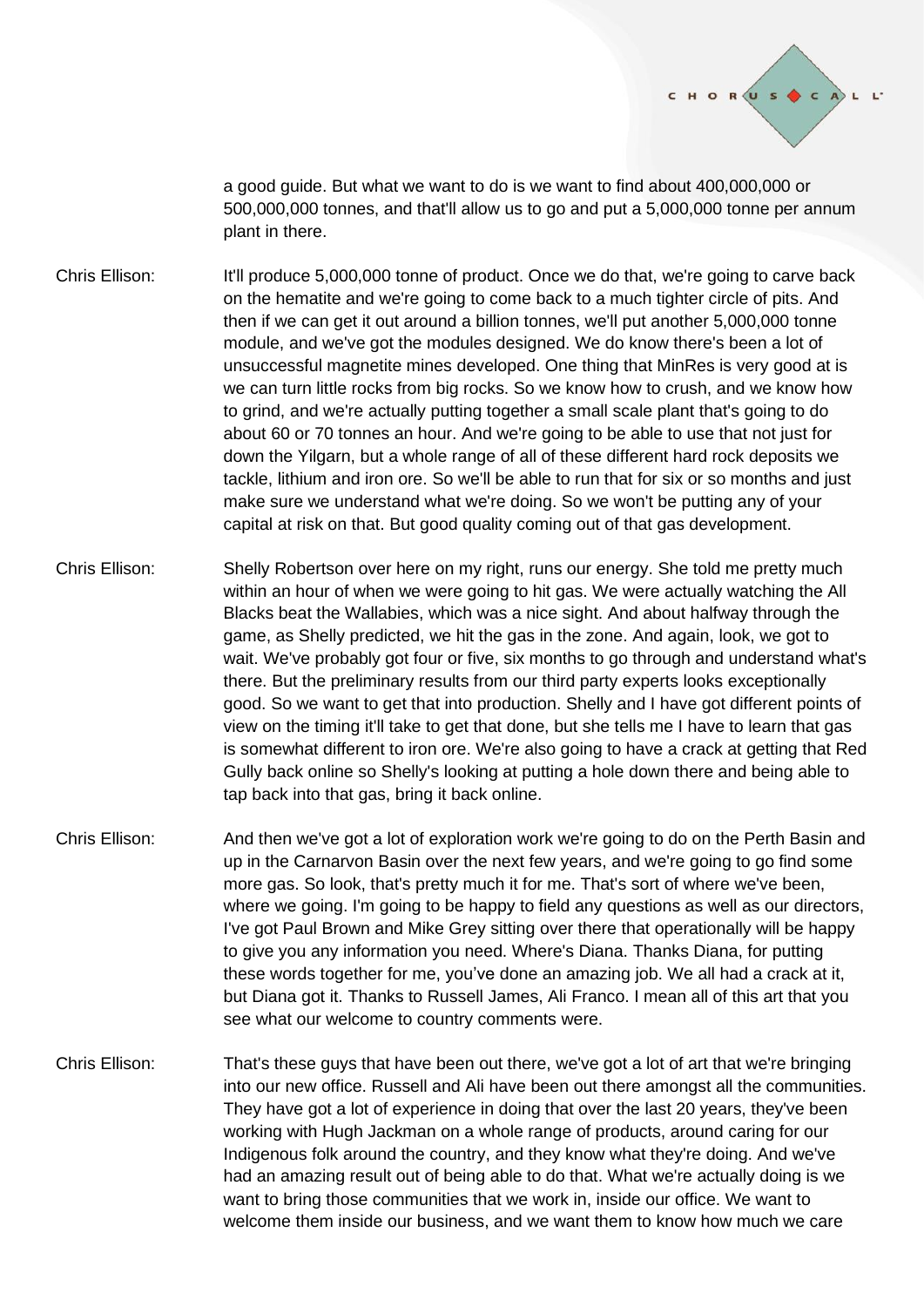a good guide. But what we want to do is we want to find about 400,000,000 or 500,000,000 tonnes, and that'll allow us to go and put a 5,000,000 tonne per annum plant in there.

Chris Ellison: It'll produce 5,000,000 tonne of product. Once we do that, we're going to carve back on the hematite and we're going to come back to a much tighter circle of pits. And then if we can get it out around a billion tonnes, we'll put another 5,000,000 tonne module, and we've got the modules designed. We do know there's been a lot of unsuccessful magnetite mines developed. One thing that MinRes is very good at is we can turn little rocks from big rocks. So we know how to crush, and we know how to grind, and we're actually putting together a small scale plant that's going to do about 60 or 70 tonnes an hour. And we're going to be able to use that not just for down the Yilgarn, but a whole range of all of these different hard rock deposits we tackle, lithium and iron ore. So we'll be able to run that for six or so months and just make sure we understand what we're doing. So we won't be putting any of your capital at risk on that. But good quality coming out of that gas development.

Chris Ellison: Shelly Robertson over here on my right, runs our energy. She told me pretty much within an hour of when we were going to hit gas. We were actually watching the All Blacks beat the Wallabies, which was a nice sight. And about halfway through the game, as Shelly predicted, we hit the gas in the zone. And again, look, we got to wait. We've probably got four or five, six months to go through and understand what's there. But the preliminary results from our third party experts looks exceptionally good. So we want to get that into production. Shelly and I have got different points of view on the timing it'll take to get that done, but she tells me I have to learn that gas is somewhat different to iron ore. We're also going to have a crack at getting that Red Gully back online so Shelly's looking at putting a hole down there and being able to tap back into that gas, bring it back online.

Chris Ellison: And then we've got a lot of exploration work we're going to do on the Perth Basin and up in the Carnarvon Basin over the next few years, and we're going to go find some more gas. So look, that's pretty much it for me. That's sort of where we've been, where we going. I'm going to be happy to field any questions as well as our directors, I've got Paul Brown and Mike Grey sitting over there that operationally will be happy to give you any information you need. Where's Diana. Thanks Diana, for putting these words together for me, you've done an amazing job. We all had a crack at it, but Diana got it. Thanks to Russell James, Ali Franco. I mean all of this art that you see what our welcome to country comments were.

Chris Ellison: That's these guys that have been out there, we've got a lot of art that we're bringing into our new office. Russell and Ali have been out there amongst all the communities. They have got a lot of experience in doing that over the last 20 years, they've been working with Hugh Jackman on a whole range of products, around caring for our Indigenous folk around the country, and they know what they're doing. And we've had an amazing result out of being able to do that. What we're actually doing is we want to bring those communities that we work in, inside our office. We want to welcome them inside our business, and we want them to know how much we care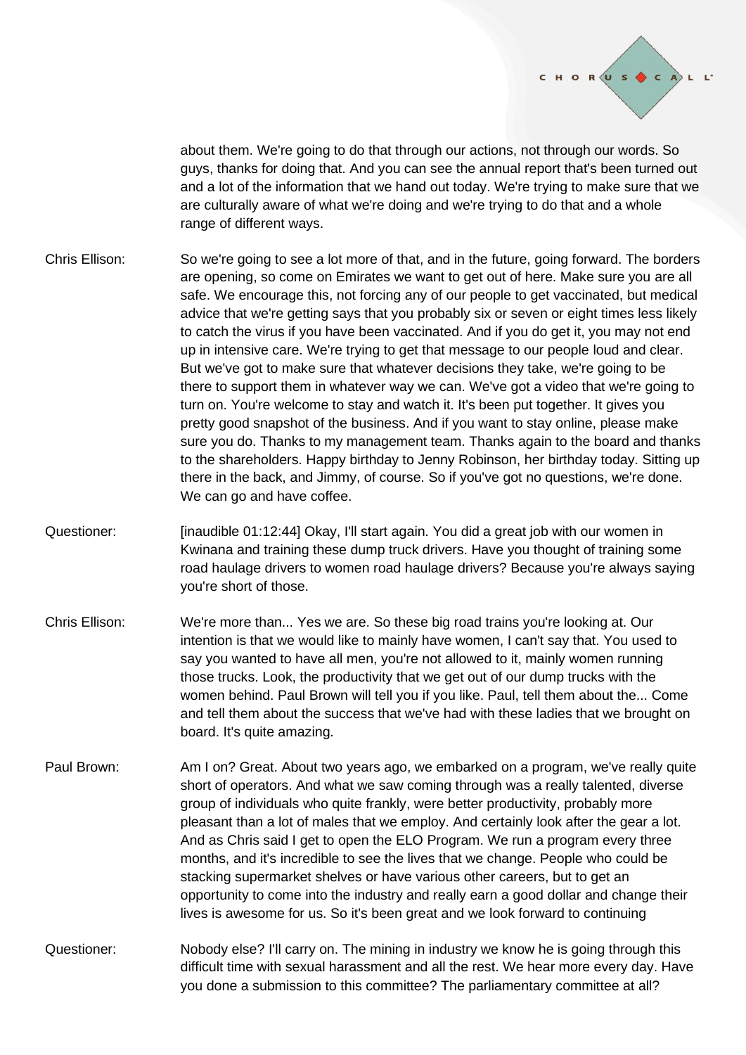about them. We're going to do that through our actions, not through our words. So guys, thanks for doing that. And you can see the annual report that's been turned out and a lot of the information that we hand out today. We're trying to make sure that we are culturally aware of what we're doing and we're trying to do that and a whole range of different ways.

Chris Ellison: So we're going to see a lot more of that, and in the future, going forward. The borders are opening, so come on Emirates we want to get out of here. Make sure you are all safe. We encourage this, not forcing any of our people to get vaccinated, but medical advice that we're getting says that you probably six or seven or eight times less likely to catch the virus if you have been vaccinated. And if you do get it, you may not end up in intensive care. We're trying to get that message to our people loud and clear. But we've got to make sure that whatever decisions they take, we're going to be there to support them in whatever way we can. We've got a video that we're going to turn on. You're welcome to stay and watch it. It's been put together. It gives you pretty good snapshot of the business. And if you want to stay online, please make sure you do. Thanks to my management team. Thanks again to the board and thanks to the shareholders. Happy birthday to Jenny Robinson, her birthday today. Sitting up there in the back, and Jimmy, of course. So if you've got no questions, we're done. We can go and have coffee.

Questioner: [inaudible 01:12:44] Okay, I'll start again. You did a great job with our women in Kwinana and training these dump truck drivers. Have you thought of training some road haulage drivers to women road haulage drivers? Because you're always saying you're short of those.

Chris Ellison: We're more than... Yes we are. So these big road trains you're looking at. Our intention is that we would like to mainly have women, I can't say that. You used to say you wanted to have all men, you're not allowed to it, mainly women running those trucks. Look, the productivity that we get out of our dump trucks with the women behind. Paul Brown will tell you if you like. Paul, tell them about the... Come and tell them about the success that we've had with these ladies that we brought on board. It's quite amazing.

Paul Brown: Am I on? Great. About two years ago, we embarked on a program, we've really quite short of operators. And what we saw coming through was a really talented, diverse group of individuals who quite frankly, were better productivity, probably more pleasant than a lot of males that we employ. And certainly look after the gear a lot. And as Chris said I get to open the ELO Program. We run a program every three months, and it's incredible to see the lives that we change. People who could be stacking supermarket shelves or have various other careers, but to get an opportunity to come into the industry and really earn a good dollar and change their lives is awesome for us. So it's been great and we look forward to continuing

Questioner: Nobody else? I'll carry on. The mining in industry we know he is going through this difficult time with sexual harassment and all the rest. We hear more every day. Have you done a submission to this committee? The parliamentary committee at all?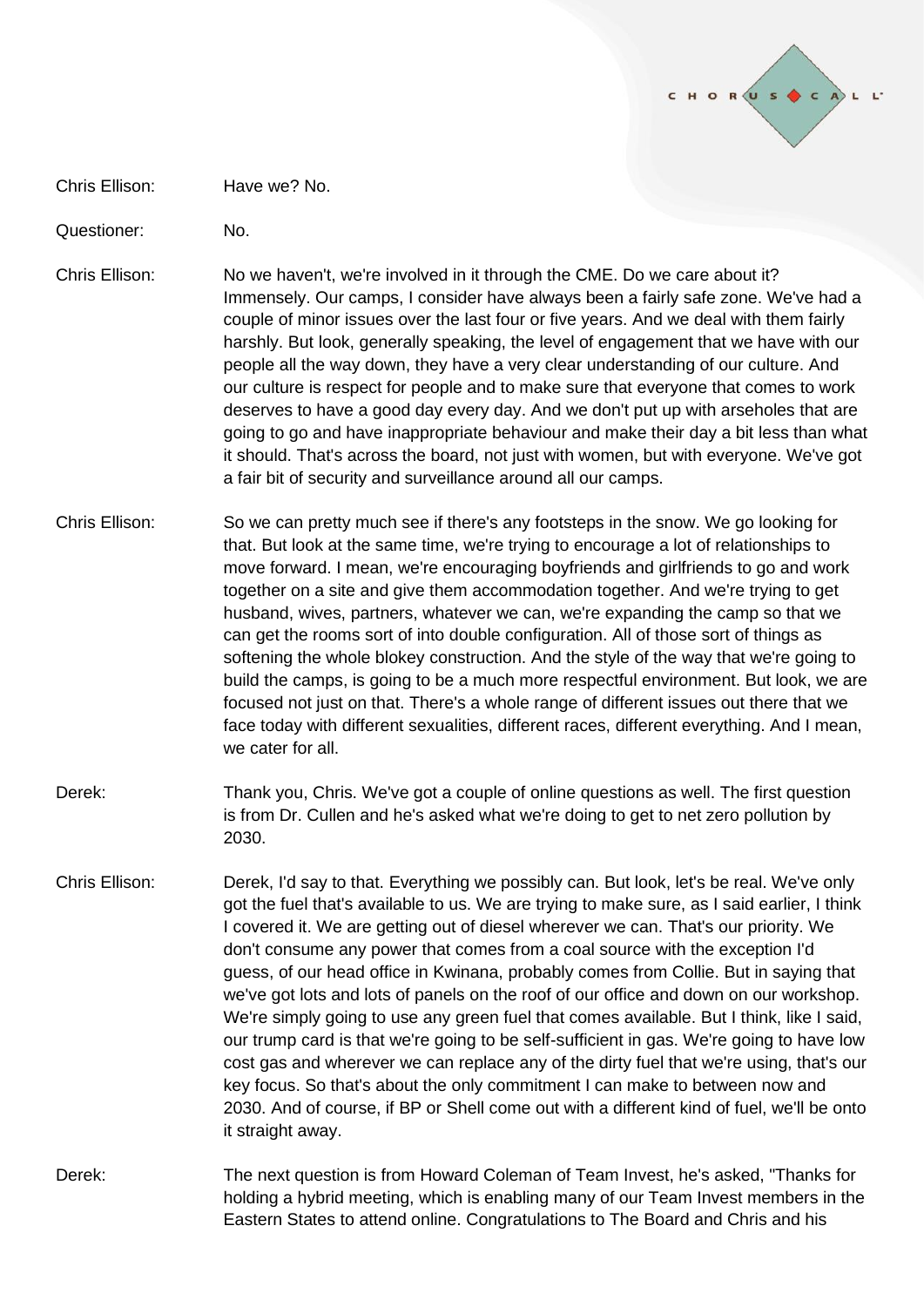Chris Ellison: Have we? No.

Questioner: No.

Chris Ellison: No we haven't, we're involved in it through the CME. Do we care about it? Immensely. Our camps, I consider have always been a fairly safe zone. We've had a couple of minor issues over the last four or five years. And we deal with them fairly harshly. But look, generally speaking, the level of engagement that we have with our people all the way down, they have a very clear understanding of our culture. And our culture is respect for people and to make sure that everyone that comes to work deserves to have a good day every day. And we don't put up with arseholes that are going to go and have inappropriate behaviour and make their day a bit less than what it should. That's across the board, not just with women, but with everyone. We've got a fair bit of security and surveillance around all our camps.

Chris Ellison: So we can pretty much see if there's any footsteps in the snow. We go looking for that. But look at the same time, we're trying to encourage a lot of relationships to move forward. I mean, we're encouraging boyfriends and girlfriends to go and work together on a site and give them accommodation together. And we're trying to get husband, wives, partners, whatever we can, we're expanding the camp so that we can get the rooms sort of into double configuration. All of those sort of things as softening the whole blokey construction. And the style of the way that we're going to build the camps, is going to be a much more respectful environment. But look, we are focused not just on that. There's a whole range of different issues out there that we face today with different sexualities, different races, different everything. And I mean, we cater for all.

Derek: Thank you, Chris. We've got a couple of online questions as well. The first question is from Dr. Cullen and he's asked what we're doing to get to net zero pollution by 2030.

Chris Ellison: Derek, I'd say to that. Everything we possibly can. But look, let's be real. We've only got the fuel that's available to us. We are trying to make sure, as I said earlier, I think I covered it. We are getting out of diesel wherever we can. That's our priority. We don't consume any power that comes from a coal source with the exception I'd guess, of our head office in Kwinana, probably comes from Collie. But in saying that we've got lots and lots of panels on the roof of our office and down on our workshop. We're simply going to use any green fuel that comes available. But I think, like I said, our trump card is that we're going to be self-sufficient in gas. We're going to have low cost gas and wherever we can replace any of the dirty fuel that we're using, that's our key focus. So that's about the only commitment I can make to between now and 2030. And of course, if BP or Shell come out with a different kind of fuel, we'll be onto it straight away.

Derek: The next question is from Howard Coleman of Team Invest, he's asked, "Thanks for holding a hybrid meeting, which is enabling many of our Team Invest members in the Eastern States to attend online. Congratulations to The Board and Chris and his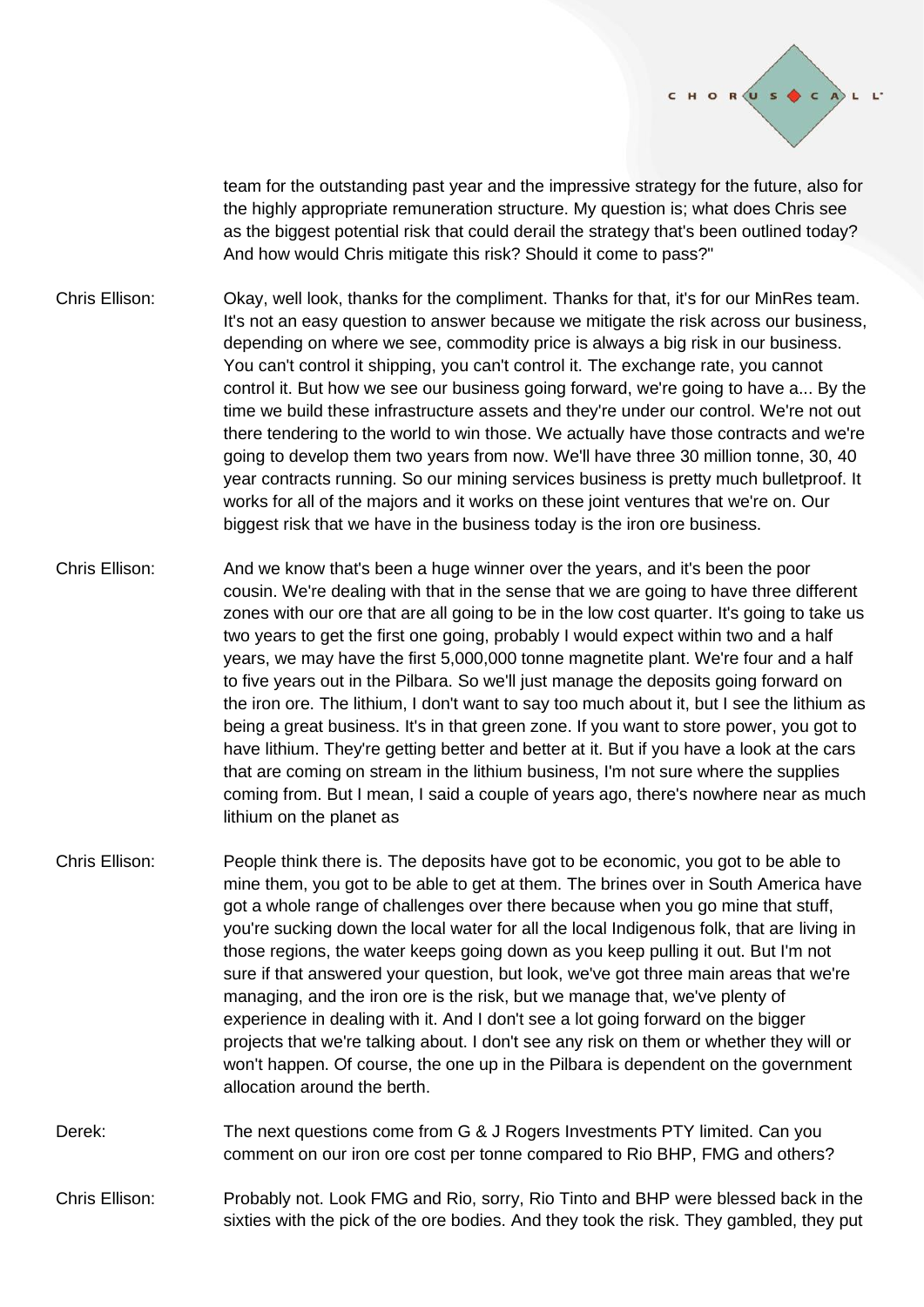team for the outstanding past year and the impressive strategy for the future, also for the highly appropriate remuneration structure. My question is; what does Chris see as the biggest potential risk that could derail the strategy that's been outlined today? And how would Chris mitigate this risk? Should it come to pass?"

Chris Ellison: Okay, well look, thanks for the compliment. Thanks for that, it's for our MinRes team. It's not an easy question to answer because we mitigate the risk across our business, depending on where we see, commodity price is always a big risk in our business. You can't control it shipping, you can't control it. The exchange rate, you cannot control it. But how we see our business going forward, we're going to have a... By the time we build these infrastructure assets and they're under our control. We're not out there tendering to the world to win those. We actually have those contracts and we're going to develop them two years from now. We'll have three 30 million tonne, 30, 40 year contracts running. So our mining services business is pretty much bulletproof. It works for all of the majors and it works on these joint ventures that we're on. Our biggest risk that we have in the business today is the iron ore business.

Chris Ellison: And we know that's been a huge winner over the years, and it's been the poor cousin. We're dealing with that in the sense that we are going to have three different zones with our ore that are all going to be in the low cost quarter. It's going to take us two years to get the first one going, probably I would expect within two and a half years, we may have the first 5,000,000 tonne magnetite plant. We're four and a half to five years out in the Pilbara. So we'll just manage the deposits going forward on the iron ore. The lithium, I don't want to say too much about it, but I see the lithium as being a great business. It's in that green zone. If you want to store power, you got to have lithium. They're getting better and better at it. But if you have a look at the cars that are coming on stream in the lithium business, I'm not sure where the supplies coming from. But I mean, I said a couple of years ago, there's nowhere near as much lithium on the planet as

Chris Ellison: People think there is. The deposits have got to be economic, you got to be able to mine them, you got to be able to get at them. The brines over in South America have got a whole range of challenges over there because when you go mine that stuff, you're sucking down the local water for all the local Indigenous folk, that are living in those regions, the water keeps going down as you keep pulling it out. But I'm not sure if that answered your question, but look, we've got three main areas that we're managing, and the iron ore is the risk, but we manage that, we've plenty of experience in dealing with it. And I don't see a lot going forward on the bigger projects that we're talking about. I don't see any risk on them or whether they will or won't happen. Of course, the one up in the Pilbara is dependent on the government allocation around the berth.

Derek: The next questions come from G & J Rogers Investments PTY limited. Can you comment on our iron ore cost per tonne compared to Rio BHP, FMG and others?

Chris Ellison: Probably not. Look FMG and Rio, sorry, Rio Tinto and BHP were blessed back in the sixties with the pick of the ore bodies. And they took the risk. They gambled, they put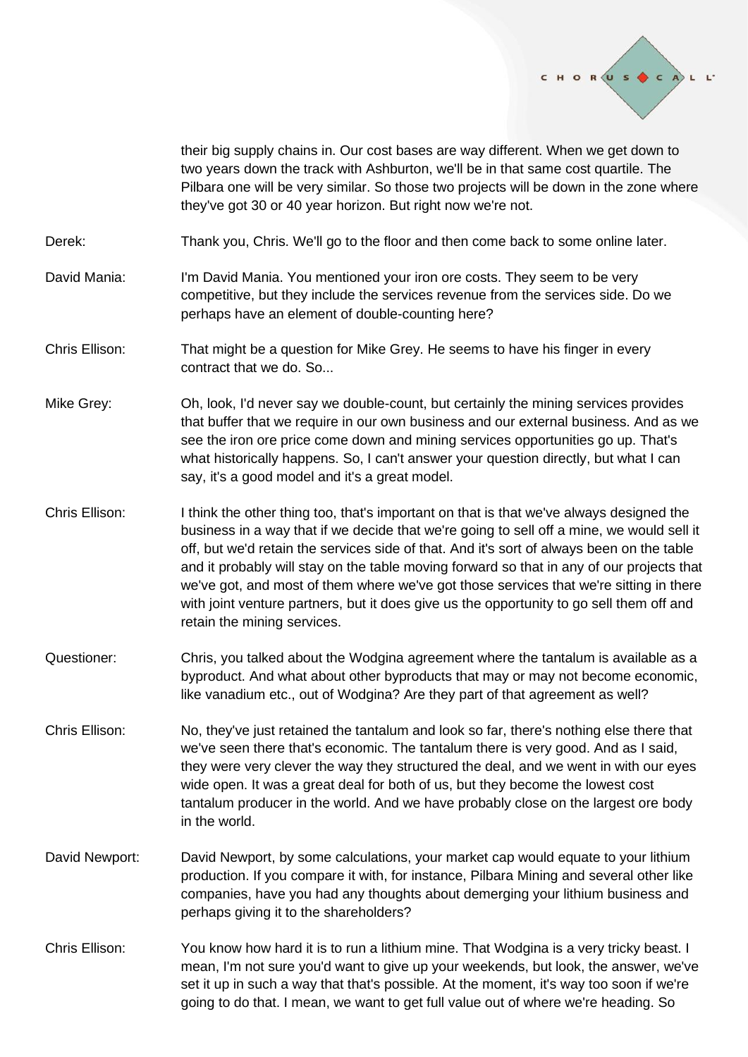their big supply chains in. Our cost bases are way different. When we get down to two years down the track with Ashburton, we'll be in that same cost quartile. The Pilbara one will be very similar. So those two projects will be down in the zone where they've got 30 or 40 year horizon. But right now we're not.

Derek: Thank you, Chris. We'll go to the floor and then come back to some online later.

David Mania: I'm David Mania. You mentioned your iron ore costs. They seem to be very competitive, but they include the services revenue from the services side. Do we perhaps have an element of double-counting here?

Chris Ellison: That might be a question for Mike Grey. He seems to have his finger in every contract that we do. So...

Mike Grey: Oh, look, I'd never say we double-count, but certainly the mining services provides that buffer that we require in our own business and our external business. And as we see the iron ore price come down and mining services opportunities go up. That's what historically happens. So, I can't answer your question directly, but what I can say, it's a good model and it's a great model.

Chris Ellison: I think the other thing too, that's important on that is that we've always designed the business in a way that if we decide that we're going to sell off a mine, we would sell it off, but we'd retain the services side of that. And it's sort of always been on the table and it probably will stay on the table moving forward so that in any of our projects that we've got, and most of them where we've got those services that we're sitting in there with joint venture partners, but it does give us the opportunity to go sell them off and retain the mining services.

Questioner: Chris, you talked about the Wodgina agreement where the tantalum is available as a byproduct. And what about other byproducts that may or may not become economic, like vanadium etc., out of Wodgina? Are they part of that agreement as well?

Chris Ellison: No, they've just retained the tantalum and look so far, there's nothing else there that we've seen there that's economic. The tantalum there is very good. And as I said, they were very clever the way they structured the deal, and we went in with our eyes wide open. It was a great deal for both of us, but they become the lowest cost tantalum producer in the world. And we have probably close on the largest ore body in the world.

David Newport: David Newport, by some calculations, your market cap would equate to your lithium production. If you compare it with, for instance, Pilbara Mining and several other like companies, have you had any thoughts about demerging your lithium business and perhaps giving it to the shareholders?

Chris Ellison: You know how hard it is to run a lithium mine. That Wodgina is a very tricky beast. I mean, I'm not sure you'd want to give up your weekends, but look, the answer, we've set it up in such a way that that's possible. At the moment, it's way too soon if we're going to do that. I mean, we want to get full value out of where we're heading. So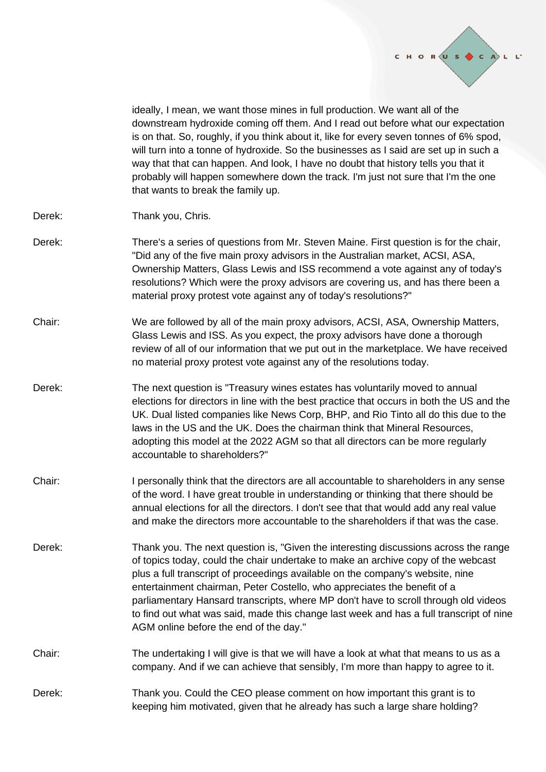ideally, I mean, we want those mines in full production. We want all of the downstream hydroxide coming off them. And I read out before what our expectation is on that. So, roughly, if you think about it, like for every seven tonnes of 6% spod, will turn into a tonne of hydroxide. So the businesses as I said are set up in such a way that that can happen. And look, I have no doubt that history tells you that it probably will happen somewhere down the track. I'm just not sure that I'm the one that wants to break the family up.

Derek: Thank you, Chris.

Derek: There's a series of questions from Mr. Steven Maine. First question is for the chair, "Did any of the five main proxy advisors in the Australian market, ACSI, ASA, Ownership Matters, Glass Lewis and ISS recommend a vote against any of today's resolutions? Which were the proxy advisors are covering us, and has there been a material proxy protest vote against any of today's resolutions?"

Chair: We are followed by all of the main proxy advisors, ACSI, ASA, Ownership Matters, Glass Lewis and ISS. As you expect, the proxy advisors have done a thorough review of all of our information that we put out in the marketplace. We have received no material proxy protest vote against any of the resolutions today.

Derek: The next question is "Treasury wines estates has voluntarily moved to annual elections for directors in line with the best practice that occurs in both the US and the UK. Dual listed companies like News Corp, BHP, and Rio Tinto all do this due to the laws in the US and the UK. Does the chairman think that Mineral Resources, adopting this model at the 2022 AGM so that all directors can be more regularly accountable to shareholders?"

Chair: I personally think that the directors are all accountable to shareholders in any sense of the word. I have great trouble in understanding or thinking that there should be annual elections for all the directors. I don't see that that would add any real value and make the directors more accountable to the shareholders if that was the case.

Derek: Thank you. The next question is, "Given the interesting discussions across the range of topics today, could the chair undertake to make an archive copy of the webcast plus a full transcript of proceedings available on the company's website, nine entertainment chairman, Peter Costello, who appreciates the benefit of a parliamentary Hansard transcripts, where MP don't have to scroll through old videos to find out what was said, made this change last week and has a full transcript of nine AGM online before the end of the day."

Chair: The undertaking I will give is that we will have a look at what that means to us as a company. And if we can achieve that sensibly, I'm more than happy to agree to it.

Derek: Thank you. Could the CEO please comment on how important this grant is to keeping him motivated, given that he already has such a large share holding?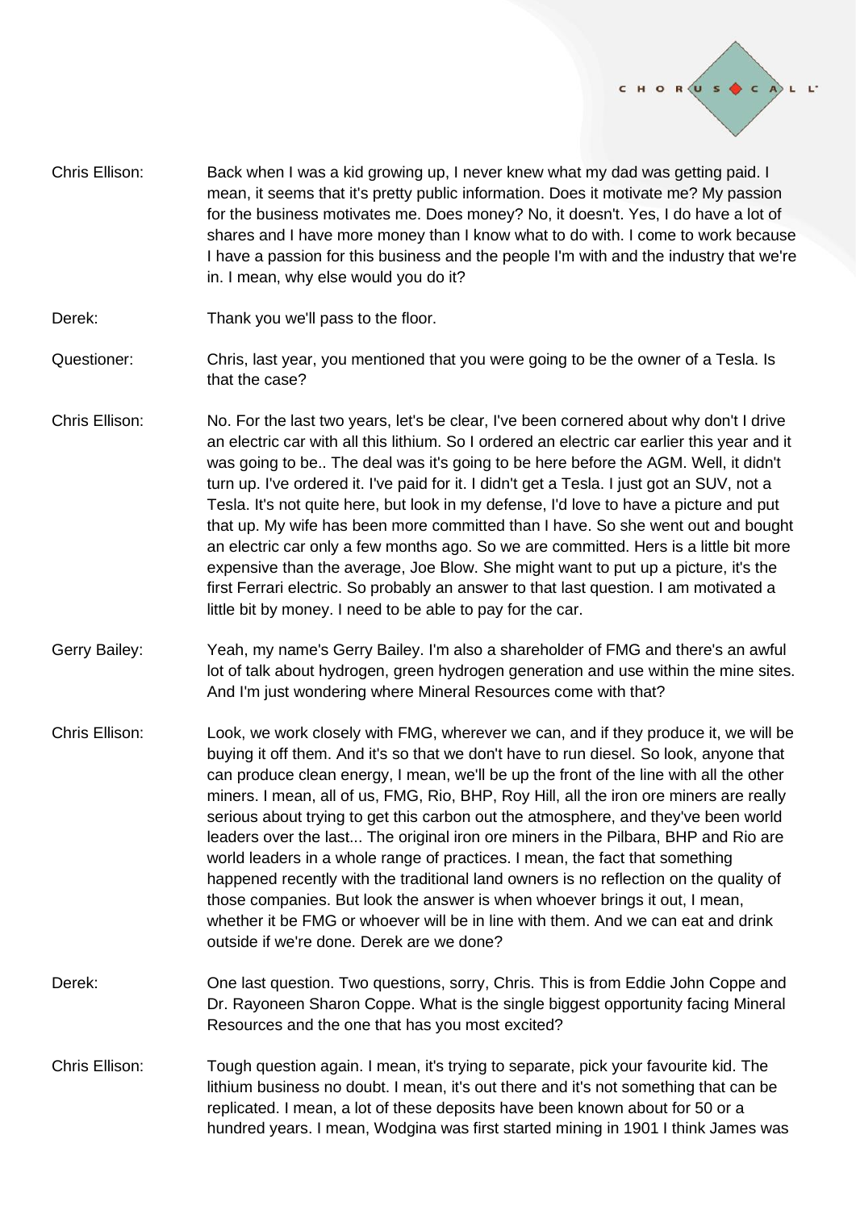**Chris Ellison:** Back when I was a kid growing up, I never knew what my dad was getting paid. I mean, it seems that it's pretty public information. Does it motivate me? My passion for the business motivates me. Does money? No, it doesn't. Yes, I do have a lot of shares and I have more money than I know what to do with. I come to work because I have a passion for this business and the people I'm with and the industry that we're in. I mean, why else would you do it?

**Derek:** Thank you we'll pass to the floor.

**Questioner:** Chris, last year, you mentioned that you were going to be the owner of a Tesla. Is that the case?

**Chris Ellison:** No. For the last two years, let's be clear, I've been cornered about why don't I drive an electric car with all this lithium. So I ordered an electric car earlier this year and it was going to be.. The deal was it's going to be here before the AGM. Well, it didn't turn up. I've ordered it. I've paid for it. I didn't get a Tesla. I just got an SUV, not a Tesla. It's not quite here, but look in my defense, I'd love to have a picture and put that up. My wife has been more committed than I have. So she went out and bought an electric car only a few months ago. So we are committed. Hers is a little bit more expensive than the average, Joe Blow. She might want to put up a picture, it's the first Ferrari electric. So probably an answer to that last question. I am motivated a little bit by money. I need to be able to pay for the car.

**Gerry Bailey:** Yeah, my name's Gerry Bailey. I'm also a shareholder of FMG and there's an awful lot of talk about hydrogen, green hydrogen generation and use within the mine sites. And I'm just wondering where Mineral Resources come with that?

**Chris Ellison:** Look, we work closely with FMG, wherever we can, and if they produce it, we will be buying it off them. And it's so that we don't have to run diesel. So look, anyone that can produce clean energy, I mean, we'll be up the front of the line with all the other miners. I mean, all of us, FMG, Rio, BHP, Roy Hill, all the iron ore miners are really serious about trying to get this carbon out the atmosphere, and they've been world leaders over the last... The original iron ore miners in the Pilbara, BHP and Rio are world leaders in a whole range of practices. I mean, the fact that something happened recently with the traditional land owners is no reflection on the quality of those companies. But look the answer is when whoever brings it out, I mean, whether it be FMG or whoever will be in line with them. And we can eat and drink outside if we're done. Derek are we done?

**Derek:** One last question. Two questions, sorry, Chris. This is from Eddie John Coppe and Dr. Rayoneen Sharon Coppe. What is the single biggest opportunity facing Mineral Resources and the one that has you most excited?

**Chris Ellison:** Tough question again. I mean, it's trying to separate, pick your favourite kid. The lithium business no doubt. I mean, it's out there and it's not something that can be replicated. I mean, a lot of these deposits have been known about for 50 or a hundred years. I mean, Wodgina was first started mining in 1901 I think James was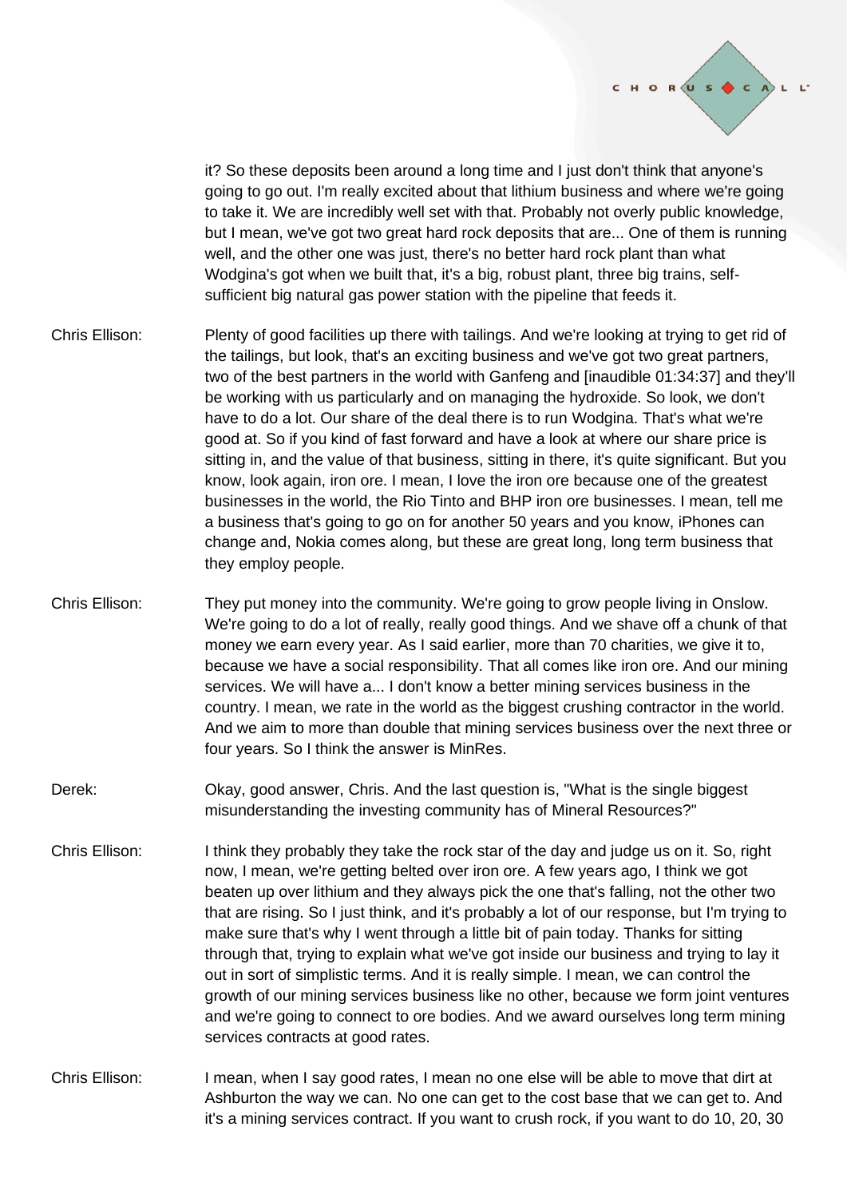it? So these deposits been around a long time and I just don't think that anyone's going to go out. I'm really excited about that lithium business and where we're going to take it. We are incredibly well set with that. Probably not overly public knowledge, but I mean, we've got two great hard rock deposits that are... One of them is running well, and the other one was just, there's no better hard rock plant than what Wodgina's got when we built that, it's a big, robust plant, three big trains, self-sufficient big natural gas power station with the pipeline that feeds it.

Chris Ellison: Plenty of good facilities up there with tailings. And we're looking at trying to get rid of the tailings, but look, that's an exciting business and we've got two great partners, two of the best partners in the world with Ganfeng and [inaudible 01:34:37] and they'll be working with us particularly and on managing the hydroxide. So look, we don't have to do a lot. Our share of the deal there is to run Wodgina. That's what we're good at. So if you kind of fast forward and have a look at where our share price is sitting in, and the value of that business, sitting in there, it's quite significant. But you know, look again, iron ore. I mean, I love the iron ore because one of the greatest businesses in the world, the Rio Tinto and BHP iron ore businesses. I mean, tell me a business that's going to go on for another 50 years and you know, iPhones can change and, Nokia comes along, but these are great long, long term business that they employ people.

Chris Ellison: They put money into the community. We're going to grow people living in Onslow. We're going to do a lot of really, really good things. And we shave off a chunk of that money we earn every year. As I said earlier, more than 70 charities, we give it to, because we have a social responsibility. That all comes like iron ore. And our mining services. We will have a... I don't know a better mining services business in the country. I mean, we rate in the world as the biggest crushing contractor in the world. And we aim to more than double that mining services business over the next three or four years. So I think the answer is MinRes.

Derek: Okay, good answer, Chris. And the last question is, "What is the single biggest misunderstanding the investing community has of Mineral Resources?"

Chris Ellison: I think they probably they take the rock star of the day and judge us on it. So, right now, I mean, we're getting belted over iron ore. A few years ago, I think we got beaten up over lithium and they always pick the one that's falling, not the other two that are rising. So I just think, and it's probably a lot of our response, but I'm trying to make sure that's why I went through a little bit of pain today. Thanks for sitting through that, trying to explain what we've got inside our business and trying to lay it out in sort of simplistic terms. And it is really simple. I mean, we can control the growth of our mining services business like no other, because we form joint ventures and we're going to connect to ore bodies. And we award ourselves long term mining services contracts at good rates.

Chris Ellison: I mean, when I say good rates, I mean no one else will be able to move that dirt at Ashburton the way we can. No one can get to the cost base that we can get to. And it's a mining services contract. If you want to crush rock, if you want to do 10, 20, 30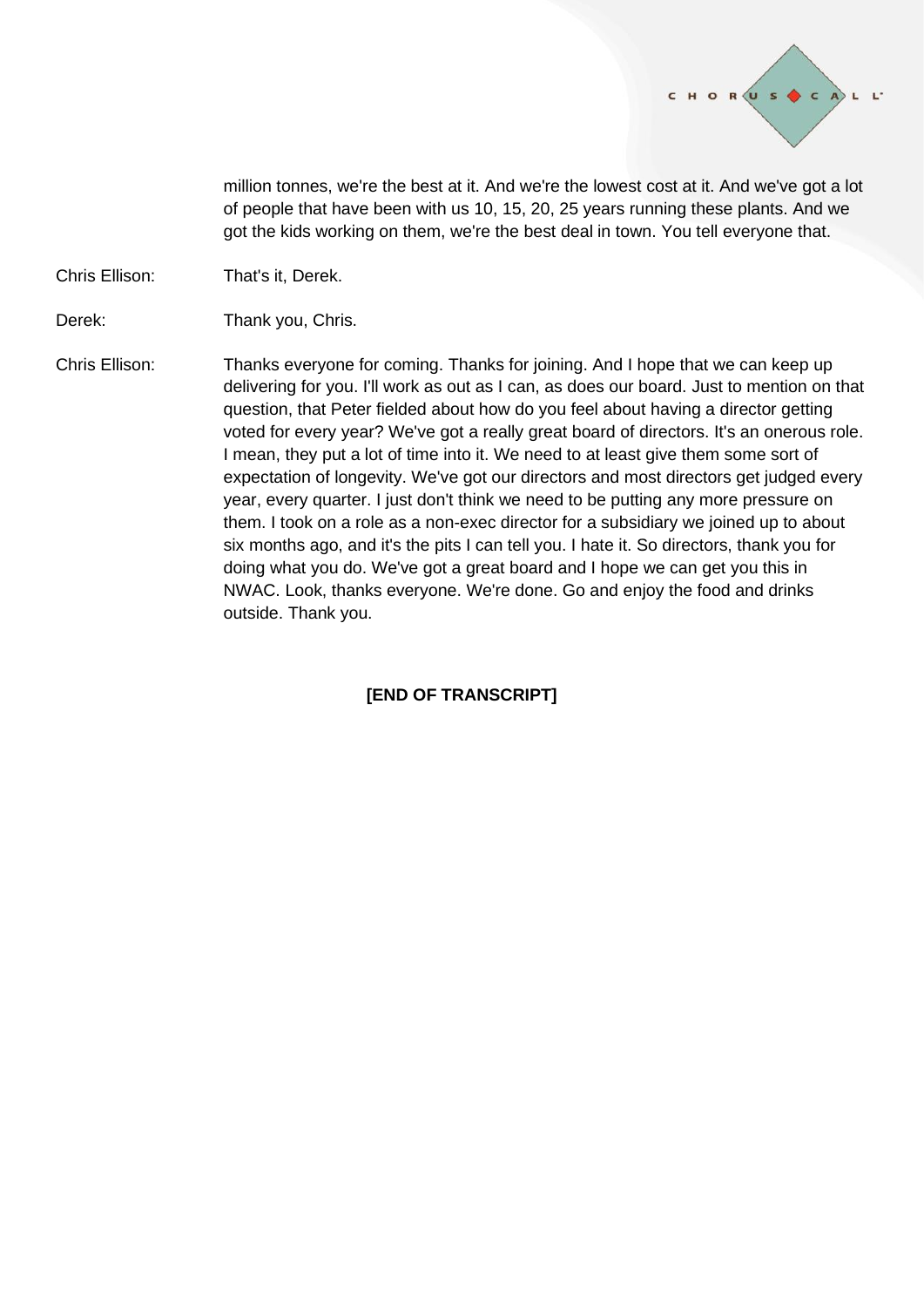million tonnes, we're the best at it. And we're the lowest cost at it. And we've got a lot of people that have been with us 10, 15, 20, 25 years running these plants. And we got the kids working on them, we're the best deal in town. You tell everyone that.

Chris Ellison: That's it, Derek.

Derek: Thank you, Chris.

Chris Ellison: Thanks everyone for coming. Thanks for joining. And I hope that we can keep up delivering for you. I'll work as out as I can, as does our board. Just to mention on that question, that Peter fielded about how do you feel about having a director getting voted for every year? We've got a really great board of directors. It's an onerous role. I mean, they put a lot of time into it. We need to at least give them some sort of expectation of longevity. We've got our directors and most directors get judged every year, every quarter. I just don't think we need to be putting any more pressure on them. I took on a role as a non-exec director for a subsidiary we joined up to about six months ago, and it's the pits I can tell you. I hate it. So directors, thank you for doing what you do. We've got a great board and I hope we can get you this in NWAC. Look, thanks everyone. We're done. Go and enjoy the food and drinks outside. Thank you.

**[END OF TRANSCRIPT]**